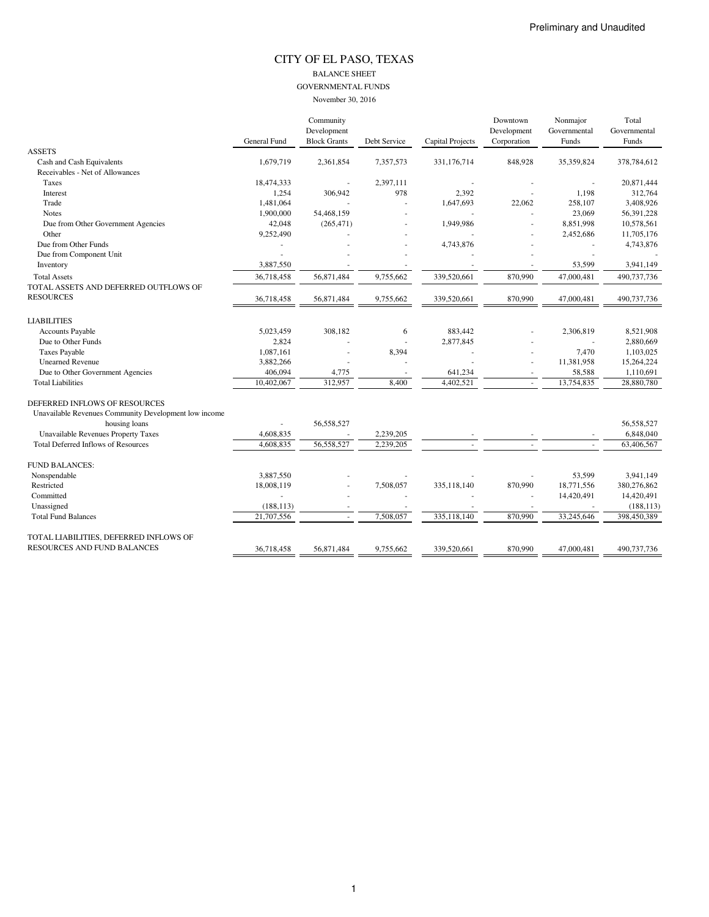Preliminary and Unaudited

# CITY OF EL PASO, TEXAS

## BALANCE SHEET

### GOVERNMENTAL FUNDS

November 30, 2016

| | General Fund | Community Development Block Grants | Debt Service | Capital Projects | Downtown Development Corporation | Nonmajor Governmental Funds | Total Governmental Funds |
|---|---|---|---|---|---|---|---|
| ASSETS | | | | | | | |
| Cash and Cash Equivalents | 1,679,719 | 2,361,854 | 7,357,573 | 331,176,714 | 848,928 | 35,359,824 | 378,784,612 |
| Receivables - Net of Allowances | | | | | | | |
| Taxes | 18,474,333 | - | 2,397,111 | - | - | - | 20,871,444 |
| Interest | 1,254 | 306,942 | 978 | 2,392 | - | 1,198 | 312,764 |
| Trade | 1,481,064 | - | - | 1,647,693 | 22,062 | 258,107 | 3,408,926 |
| Notes | 1,900,000 | 54,468,159 | - | - | - | 23,069 | 56,391,228 |
| Due from Other Government Agencies | 42,048 | (265,471) | - | 1,949,986 | - | 8,851,998 | 10,578,561 |
| Other | 9,252,490 | - | - | - | - | 2,452,686 | 11,705,176 |
| Due from Other Funds | - | - | - | 4,743,876 | - | - | 4,743,876 |
| Due from Component Unit | - | - | - | - | - | - | - |
| Inventory | 3,887,550 | - | - | - | - | 53,599 | 3,941,149 |
| Total Assets | 36,718,458 | 56,871,484 | 9,755,662 | 339,520,661 | 870,990 | 47,000,481 | 490,737,736 |
| TOTAL ASSETS AND DEFERRED OUTFLOWS OF RESOURCES | 36,718,458 | 56,871,484 | 9,755,662 | 339,520,661 | 870,990 | 47,000,481 | 490,737,736 |
| LIABILITIES | | | | | | | |
| Accounts Payable | 5,023,459 | 308,182 | 6 | 883,442 | - | 2,306,819 | 8,521,908 |
| Due to Other Funds | 2,824 | - | - | 2,877,845 | - | - | 2,880,669 |
| Taxes Payable | 1,087,161 | - | 8,394 | - | - | 7,470 | 1,103,025 |
| Unearned Revenue | 3,882,266 | - | - | - | - | 11,381,958 | 15,264,224 |
| Due to Other Government Agencies | 406,094 | 4,775 | - | 641,234 | - | 58,588 | 1,110,691 |
| Total Liabilities | 10,402,067 | 312,957 | 8,400 | 4,402,521 | - | 13,754,835 | 28,880,780 |
| DEFERRED INFLOWS OF RESOURCES | | | | | | | |
| Unavailable Revenues Community Development low income housing loans | - | 56,558,527 | | | | | 56,558,527 |
| Unavailable Revenues Property Taxes | 4,608,835 | - | 2,239,205 | - | - | - | 6,848,040 |
| Total Deferred Inflows of Resources | 4,608,835 | 56,558,527 | 2,239,205 | - | - | - | 63,406,567 |
| FUND BALANCES: | | | | | | | |
| Nonspendable | 3,887,550 | - | - | - | - | 53,599 | 3,941,149 |
| Restricted | 18,008,119 | - | 7,508,057 | 335,118,140 | 870,990 | 18,771,556 | 380,276,862 |
| Committed | - | - | - | - | - | 14,420,491 | 14,420,491 |
| Unassigned | (188,113) | - | - | - | - | - | (188,113) |
| Total Fund Balances | 21,707,556 | - | 7,508,057 | 335,118,140 | 870,990 | 33,245,646 | 398,450,389 |
| TOTAL LIABILITIES, DEFERRED INFLOWS OF RESOURCES AND FUND BALANCES | 36,718,458 | 56,871,484 | 9,755,662 | 339,520,661 | 870,990 | 47,000,481 | 490,737,736 |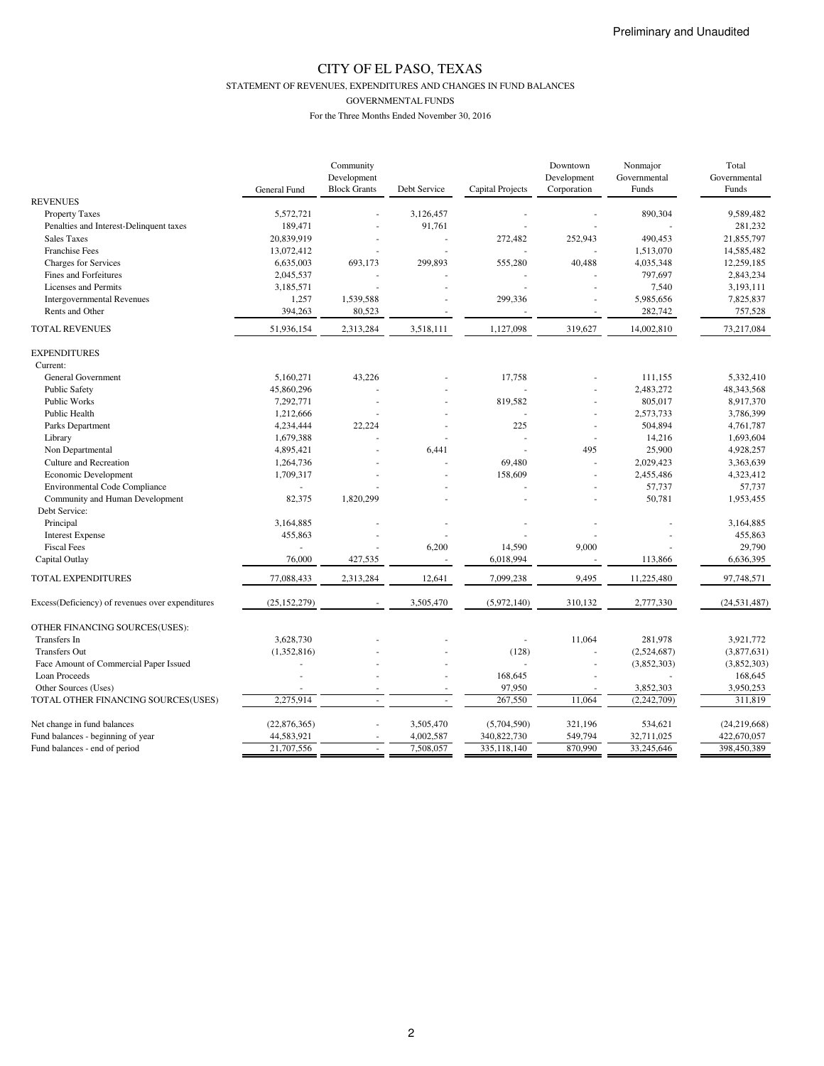Preliminary and Unaudited

# CITY OF EL PASO, TEXAS

STATEMENT OF REVENUES, EXPENDITURES AND CHANGES IN FUND BALANCES

GOVERNMENTAL FUNDS

For the Three Months Ended November 30, 2016

| | General Fund | Community Development Block Grants | Debt Service | Capital Projects | Downtown Development Corporation | Nonmajor Governmental Funds | Total Governmental Funds |
|---|---|---|---|---|---|---|---|
| **REVENUES** | | | | | | | |
| Property Taxes | 5,572,721 | - | 3,126,457 | - | - | 890,304 | 9,589,482 |
| Penalties and Interest-Delinquent taxes | 189,471 | - | 91,761 | - | - | - | 281,232 |
| Sales Taxes | 20,839,919 | - | - | 272,482 | 252,943 | 490,453 | 21,855,797 |
| Franchise Fees | 13,072,412 | - | - | - | - | 1,513,070 | 14,585,482 |
| Charges for Services | 6,635,003 | 693,173 | 299,893 | 555,280 | 40,488 | 4,035,348 | 12,259,185 |
| Fines and Forfeitures | 2,045,537 | - | - | - | - | 797,697 | 2,843,234 |
| Licenses and Permits | 3,185,571 | - | - | - | - | 7,540 | 3,193,111 |
| Intergovernmental Revenues | 1,257 | 1,539,588 | - | 299,336 | - | 5,985,656 | 7,825,837 |
| Rents and Other | 394,263 | 80,523 | - | - | - | 282,742 | 757,528 |
| TOTAL REVENUES | 51,936,154 | 2,313,284 | 3,518,111 | 1,127,098 | 319,627 | 14,002,810 | 73,217,084 |
| **EXPENDITURES** | | | | | | | |
| Current: | | | | | | | |
| General Government | 5,160,271 | 43,226 | - | 17,758 | - | 111,155 | 5,332,410 |
| Public Safety | 45,860,296 | - | - | - | - | 2,483,272 | 48,343,568 |
| Public Works | 7,292,771 | - | - | 819,582 | - | 805,017 | 8,917,370 |
| Public Health | 1,212,666 | - | - | - | - | 2,573,733 | 3,786,399 |
| Parks Department | 4,234,444 | 22,224 | - | 225 | - | 504,894 | 4,761,787 |
| Library | 1,679,388 | - | - | - | - | 14,216 | 1,693,604 |
| Non Departmental | 4,895,421 | - | 6,441 | - | 495 | 25,900 | 4,928,257 |
| Culture and Recreation | 1,264,736 | - | - | 69,480 | - | 2,029,423 | 3,363,639 |
| Economic Development | 1,709,317 | - | - | 158,609 | - | 2,455,486 | 4,323,412 |
| Environmental Code Compliance | - | - | - | - | - | 57,737 | 57,737 |
| Community and Human Development | 82,375 | 1,820,299 | - | - | - | 50,781 | 1,953,455 |
| Debt Service: | | | | | | | |
| Principal | 3,164,885 | - | - | - | - | - | 3,164,885 |
| Interest Expense | 455,863 | - | - | - | - | - | 455,863 |
| Fiscal Fees | - | - | 6,200 | 14,590 | 9,000 | - | 29,790 |
| Capital Outlay | 76,000 | 427,535 | - | 6,018,994 | - | 113,866 | 6,636,395 |
| TOTAL EXPENDITURES | 77,088,433 | 2,313,284 | 12,641 | 7,099,238 | 9,495 | 11,225,480 | 97,748,571 |
| Excess(Deficiency) of revenues over expenditures | (25,152,279) | - | 3,505,470 | (5,972,140) | 310,132 | 2,777,330 | (24,531,487) |
| OTHER FINANCING SOURCES(USES): | | | | | | | |
| Transfers In | 3,628,730 | - | - | - | 11,064 | 281,978 | 3,921,772 |
| Transfers Out | (1,352,816) | - | - | (128) | - | (2,524,687) | (3,877,631) |
| Face Amount of Commercial Paper Issued | - | - | - | - | - | (3,852,303) | (3,852,303) |
| Loan Proceeds | - | - | - | 168,645 | - | - | 168,645 |
| Other Sources (Uses) | - | - | - | 97,950 | - | 3,852,303 | 3,950,253 |
| TOTAL OTHER FINANCING SOURCES(USES) | 2,275,914 | - | - | 267,550 | 11,064 | (2,242,709) | 311,819 |
| Net change in fund balances | (22,876,365) | - | 3,505,470 | (5,704,590) | 321,196 | 534,621 | (24,219,668) |
| Fund balances - beginning of year | 44,583,921 | - | 4,002,587 | 340,822,730 | 549,794 | 32,711,025 | 422,670,057 |
| Fund balances - end of period | 21,707,556 | - | 7,508,057 | 335,118,140 | 870,990 | 33,245,646 | 398,450,389 |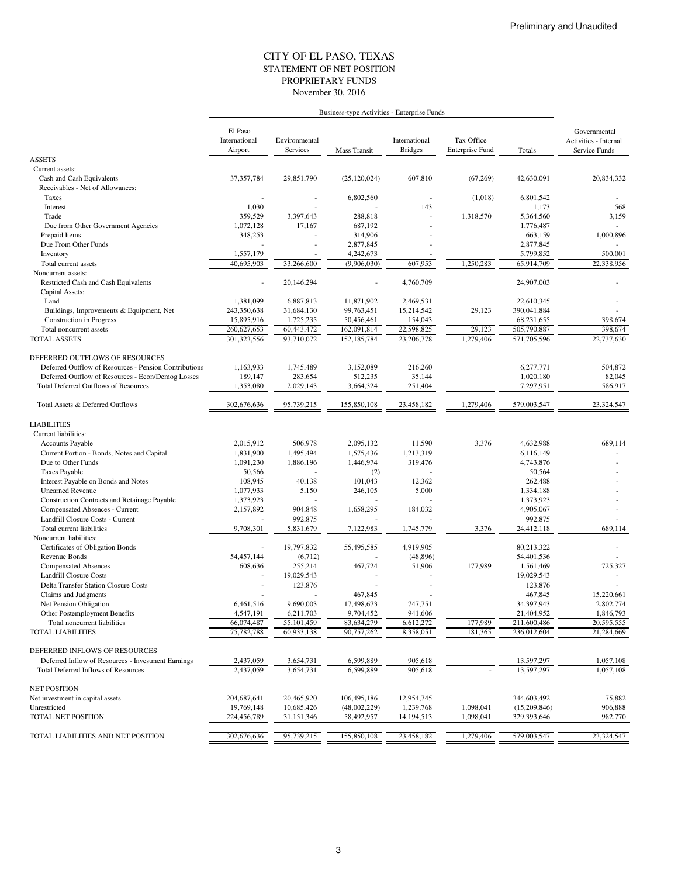Preliminary and Unaudited

# CITY OF EL PASO, TEXAS
## STATEMENT OF NET POSITION
## PROPRIETARY FUNDS
November 30, 2016

| | Business-type Activities - Enterprise Funds | | | | | | |
|---|---|---|---|---|---|---|---|
| | El Paso International Airport | Environmental Services | Mass Transit | International Bridges | Tax Office Enterprise Fund | Totals | Governmental Activities - Internal Service Funds |
| **ASSETS** | | | | | | | |
| Current assets: | | | | | | | |
| Cash and Cash Equivalents | 37,357,784 | 29,851,790 | (25,120,024) | 607,810 | (67,269) | 42,630,091 | 20,834,332 |
| Receivables - Net of Allowances: | | | | | | | |
| Taxes | - | - | 6,802,560 | - | (1,018) | 6,801,542 | - |
| Interest | 1,030 | - | - | 143 | | 1,173 | 568 |
| Trade | 359,529 | 3,397,643 | 288,818 | - | 1,318,570 | 5,364,560 | 3,159 |
| Due from Other Government Agencies | 1,072,128 | 17,167 | 687,192 | - | | 1,776,487 | - |
| Prepaid Items | 348,253 | - | 314,906 | - | | 663,159 | 1,000,896 |
| Due From Other Funds | - | - | 2,877,845 | - | | 2,877,845 | - |
| Inventory | 1,557,179 | - | 4,242,673 | - | | 5,799,852 | 500,001 |
| Total current assets | 40,695,903 | 33,266,600 | (9,906,030) | 607,953 | 1,250,283 | 65,914,709 | 22,338,956 |
| Noncurrent assets: | | | | | | | |
| Restricted Cash and Cash Equivalents | - | 20,146,294 | - | 4,760,709 | | 24,907,003 | - |
| Capital Assets: | | | | | | | |
| Land | 1,381,099 | 6,887,813 | 11,871,902 | 2,469,531 | | 22,610,345 | - |
| Buildings, Improvements & Equipment, Net | 243,350,638 | 31,684,130 | 99,763,451 | 15,214,542 | 29,123 | 390,041,884 | - |
| Construction in Progress | 15,895,916 | 1,725,235 | 50,456,461 | 154,043 | | 68,231,655 | 398,674 |
| Total noncurrent assets | 260,627,653 | 60,443,472 | 162,091,814 | 22,598,825 | 29,123 | 505,790,887 | 398,674 |
| **TOTAL ASSETS** | 301,323,556 | 93,710,072 | 152,185,784 | 23,206,778 | 1,279,406 | 571,705,596 | 22,737,630 |
| **DEFERRED OUTFLOWS OF RESOURCES** | | | | | | | |
| Deferred Outflow of Resources - Pension Contributions | 1,163,933 | 1,745,489 | 3,152,089 | 216,260 | | 6,277,771 | 504,872 |
| Deferred Outflow of Resources - Econ/Demog Losses | 189,147 | 283,654 | 512,235 | 35,144 | | 1,020,180 | 82,045 |
| Total Deferred Outflows of Resources | 1,353,080 | 2,029,143 | 3,664,324 | 251,404 | | 7,297,951 | 586,917 |
| Total Assets & Deferred Outflows | 302,676,636 | 95,739,215 | 155,850,108 | 23,458,182 | 1,279,406 | 579,003,547 | 23,324,547 |
| **LIABILITIES** | | | | | | | |
| Current liabilities: | | | | | | | |
| Accounts Payable | 2,015,912 | 506,978 | 2,095,132 | 11,590 | 3,376 | 4,632,988 | 689,114 |
| Current Portion - Bonds, Notes and Capital | 1,831,900 | 1,495,494 | 1,575,436 | 1,213,319 | | 6,116,149 | - |
| Due to Other Funds | 1,091,230 | 1,886,196 | 1,446,974 | 319,476 | | 4,743,876 | - |
| Taxes Payable | 50,566 | - | (2) | - | | 50,564 | - |
| Interest Payable on Bonds and Notes | 108,945 | 40,138 | 101,043 | 12,362 | | 262,488 | - |
| Unearned Revenue | 1,077,933 | 5,150 | 246,105 | 5,000 | | 1,334,188 | - |
| Construction Contracts and Retainage Payable | 1,373,923 | - | - | - | | 1,373,923 | - |
| Compensated Absences - Current | 2,157,892 | 904,848 | 1,658,295 | 184,032 | | 4,905,067 | - |
| Landfill Closure Costs - Current | - | 992,875 | - | - | | 992,875 | - |
| Total current liabilities | 9,708,301 | 5,831,679 | 7,122,983 | 1,745,779 | 3,376 | 24,412,118 | 689,114 |
| Noncurrent liabilities: | | | | | | | |
| Certificates of Obligation Bonds | - | 19,797,832 | 55,495,585 | 4,919,905 | | 80,213,322 | - |
| Revenue Bonds | 54,457,144 | (6,712) | - | (48,896) | | 54,401,536 | - |
| Compensated Absences | 608,636 | 255,214 | 467,724 | 51,906 | 177,989 | 1,561,469 | 725,327 |
| Landfill Closure Costs | - | 19,029,543 | - | - | | 19,029,543 | - |
| Delta Transfer Station Closure Costs | - | 123,876 | - | - | | 123,876 | - |
| Claims and Judgments | - | - | 467,845 | - | | 467,845 | 15,220,661 |
| Net Pension Obligation | 6,461,516 | 9,690,003 | 17,498,673 | 747,751 | | 34,397,943 | 2,802,774 |
| Other Postemployment Benefits | 4,547,191 | 6,211,703 | 9,704,452 | 941,606 | | 21,404,952 | 1,846,793 |
| Total noncurrent liabilities | 66,074,487 | 55,101,459 | 83,634,279 | 6,612,272 | 177,989 | 211,600,486 | 20,595,555 |
| **TOTAL LIABILITIES** | 75,782,788 | 60,933,138 | 90,757,262 | 8,358,051 | 181,365 | 236,012,604 | 21,284,669 |
| **DEFERRED INFLOWS OF RESOURCES** | | | | | | | |
| Deferred Inflow of Resources - Investment Earnings | 2,437,059 | 3,654,731 | 6,599,889 | 905,618 | | 13,597,297 | 1,057,108 |
| Total Deferred Inflows of Resources | 2,437,059 | 3,654,731 | 6,599,889 | 905,618 | - | 13,597,297 | 1,057,108 |
| **NET POSITION** | | | | | | | |
| Net investment in capital assets | 204,687,641 | 20,465,920 | 106,495,186 | 12,954,745 | | 344,603,492 | 75,882 |
| Unrestricted | 19,769,148 | 10,685,426 | (48,002,229) | 1,239,768 | 1,098,041 | (15,209,846) | 906,888 |
| **TOTAL NET POSITION** | 224,456,789 | 31,151,346 | 58,492,957 | 14,194,513 | 1,098,041 | 329,393,646 | 982,770 |
| **TOTAL LIABILITIES AND NET POSITION** | 302,676,636 | 95,739,215 | 155,850,108 | 23,458,182 | 1,279,406 | 579,003,547 | 23,324,547 |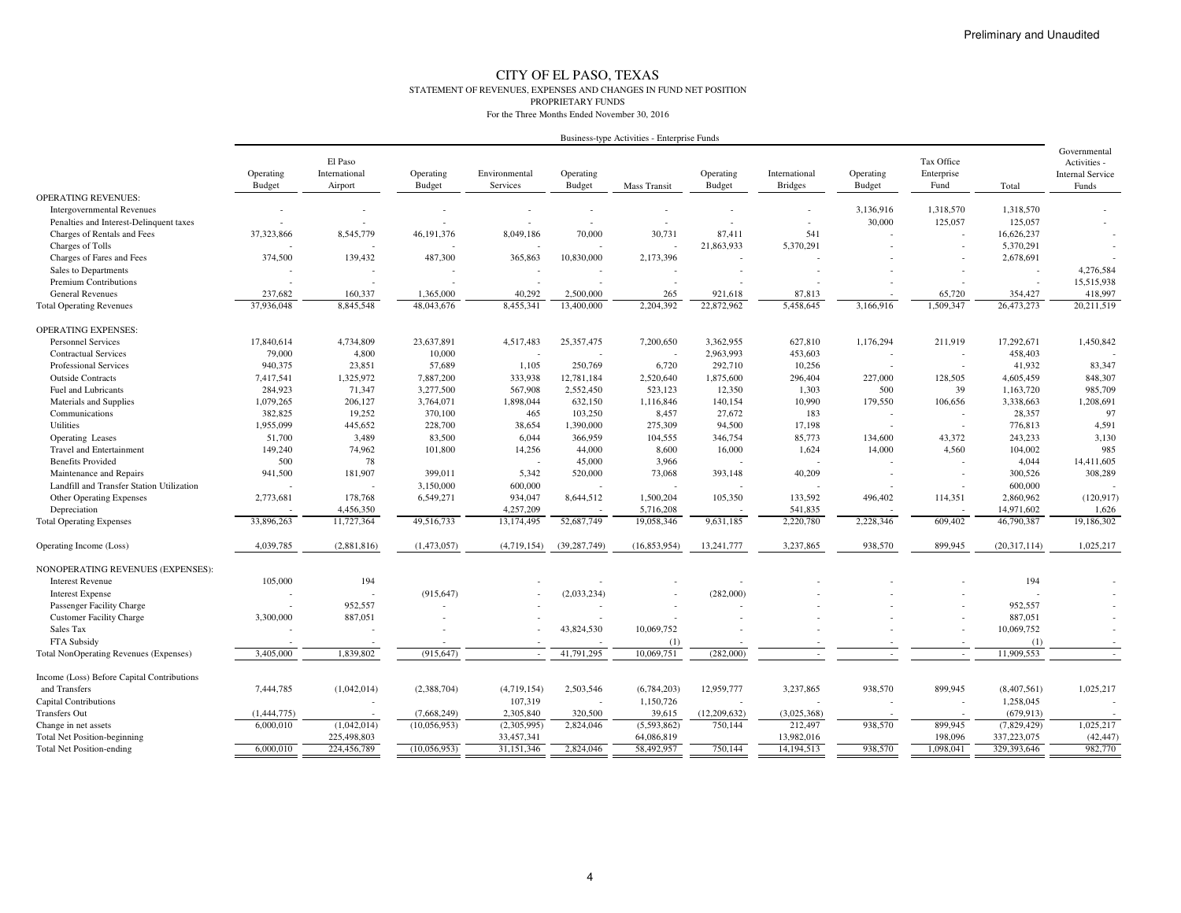Preliminary and Unaudited

# CITY OF EL PASO, TEXAS

## STATEMENT OF REVENUES, EXPENSES AND CHANGES IN FUND NET POSITION

### PROPRIETARY FUNDS

For the Three Months Ended November 30, 2016

| | Business-type Activities - Enterprise Funds | | | | | | | | | | | Governmental Activities - Internal Service Funds |
|---|---|---|---|---|---|---|---|---|---|---|---|---|
| | Operating Budget | El Paso International Airport | Operating Budget | Environmental Services | Operating Budget | Mass Transit | Operating Budget | International Bridges | Operating Budget | Tax Office Enterprise Fund | Total | |
| OPERATING REVENUES: | | | | | | | | | | | | |
| Intergovernmental Revenues | - | - | - | - | - | - | - | - | 3,136,916 | 1,318,570 | 1,318,570 | - |
| Penalties and Interest-Delinquent taxes | - | - | - | - | - | - | - | - | 30,000 | 125,057 | 125,057 | - |
| Charges of Rentals and Fees | 37,323,866 | 8,545,779 | 46,191,376 | 8,049,186 | 70,000 | 30,731 | 87,411 | 541 | - | - | 16,626,237 | - |
| Charges of Tolls | - | - | - | - | - | - | 21,863,933 | 5,370,291 | - | - | 5,370,291 | - |
| Charges of Fares and Fees | 374,500 | 139,432 | 487,300 | 365,863 | 10,830,000 | 2,173,396 | - | - | - | - | 2,678,691 | - |
| Sales to Departments | - | - | - | - | - | - | - | - | - | - | - | 4,276,584 |
| Premium Contributions | - | - | - | - | - | - | - | - | - | - | - | 15,515,938 |
| General Revenues | 237,682 | 160,337 | 1,365,000 | 40,292 | 2,500,000 | 265 | 921,618 | 87,813 | - | 65,720 | 354,427 | 418,997 |
| Total Operating Revenues | 37,936,048 | 8,845,548 | 48,043,676 | 8,455,341 | 13,400,000 | 2,204,392 | 22,872,962 | 5,458,645 | 3,166,916 | 1,509,347 | 26,473,273 | 20,211,519 |
| OPERATING EXPENSES: | | | | | | | | | | | | |
| Personnel Services | 17,840,614 | 4,734,809 | 23,637,891 | 4,517,483 | 25,357,475 | 7,200,650 | 3,362,955 | 627,810 | 1,176,294 | 211,919 | 17,292,671 | 1,450,842 |
| Contractual Services | 79,000 | 4,800 | 10,000 | - | - | - | 2,963,993 | 453,603 | - | - | 458,403 | - |
| Professional Services | 940,375 | 23,851 | 57,689 | 1,105 | 250,769 | 6,720 | 292,710 | 10,256 | - | - | 41,932 | 83,347 |
| Outside Contracts | 7,417,541 | 1,325,972 | 7,887,200 | 333,938 | 12,781,184 | 2,520,640 | 1,875,600 | 296,404 | 227,000 | 128,505 | 4,605,459 | 848,307 |
| Fuel and Lubricants | 284,923 | 71,347 | 3,277,500 | 567,908 | 2,552,450 | 523,123 | 12,350 | 1,303 | 500 | 39 | 1,163,720 | 985,709 |
| Materials and Supplies | 1,079,265 | 206,127 | 3,764,071 | 1,898,044 | 632,150 | 1,116,846 | 140,154 | 10,990 | 179,550 | 106,656 | 3,338,663 | 1,208,691 |
| Communications | 382,825 | 19,252 | 370,100 | 465 | 103,250 | 8,457 | 27,672 | 183 | - | - | 28,357 | 97 |
| Utilities | 1,955,099 | 445,652 | 228,700 | 38,654 | 1,390,000 | 275,309 | 94,500 | 17,198 | - | - | 776,813 | 4,591 |
| Operating Leases | 51,700 | 3,489 | 83,500 | 6,044 | 366,959 | 104,555 | 346,754 | 85,773 | 134,600 | 43,372 | 243,233 | 3,130 |
| Travel and Entertainment | 149,240 | 74,962 | 101,800 | 14,256 | 44,000 | 8,600 | 16,000 | 1,624 | 14,000 | 4,560 | 104,002 | 985 |
| Benefits Provided | 500 | 78 | | - | 45,000 | 3,966 | - | - | - | - | 4,044 | 14,411,605 |
| Maintenance and Repairs | 941,500 | 181,907 | 399,011 | 5,342 | 520,000 | 73,068 | 393,148 | 40,209 | - | - | 300,526 | 308,289 |
| Landfill and Transfer Station Utilization | - | - | 3,150,000 | 600,000 | - | - | - | - | - | - | 600,000 | - |
| Other Operating Expenses | 2,773,681 | 178,768 | 6,549,271 | 934,047 | 8,644,512 | 1,500,204 | 105,350 | 133,592 | 496,402 | 114,351 | 2,860,962 | (120,917) |
| Depreciation | - | 4,456,350 | | 4,257,209 | - | 5,716,208 | - | 541,835 | - | - | 14,971,602 | 1,626 |
| Total Operating Expenses | 33,896,263 | 11,727,364 | 49,516,733 | 13,174,495 | 52,687,749 | 19,058,346 | 9,631,185 | 2,220,780 | 2,228,346 | 609,402 | 46,790,387 | 19,186,302 |
| Operating Income (Loss) | 4,039,785 | (2,881,816) | (1,473,057) | (4,719,154) | (39,287,749) | (16,853,954) | 13,241,777 | 3,237,865 | 938,570 | 899,945 | (20,317,114) | 1,025,217 |
| NONOPERATING REVENUES (EXPENSES): | | | | | | | | | | | | |
| Interest Revenue | 105,000 | 194 | | - | - | - | - | - | - | - | 194 | - |
| Interest Expense | - | - | (915,647) | - | (2,033,234) | - | (282,000) | - | - | - | - | - |
| Passenger Facility Charge | - | 952,557 | - | - | - | - | - | - | - | - | 952,557 | - |
| Customer Facility Charge | 3,300,000 | 887,051 | - | - | - | - | - | - | - | - | 887,051 | - |
| Sales Tax | - | - | - | - | 43,824,530 | 10,069,752 | - | - | - | - | 10,069,752 | - |
| FTA Subsidy | - | - | - | - | - | (1) | - | - | - | - | (1) | - |
| Total NonOperating Revenues (Expenses) | 3,405,000 | 1,839,802 | (915,647) | - | 41,791,295 | 10,069,751 | (282,000) | - | - | - | 11,909,553 | - |
| Income (Loss) Before Capital Contributions and Transfers | 7,444,785 | (1,042,014) | (2,388,704) | (4,719,154) | 2,503,546 | (6,784,203) | 12,959,777 | 3,237,865 | 938,570 | 899,945 | (8,407,561) | 1,025,217 |
| Capital Contributions | | - | | 107,319 | - | 1,150,726 | - | - | - | - | 1,258,045 | - |
| Transfers Out | (1,444,775) | - | (7,668,249) | 2,305,840 | 320,500 | 39,615 | (12,209,632) | (3,025,368) | - | - | (679,913) | - |
| Change in net assets | 6,000,010 | (1,042,014) | (10,056,953) | (2,305,995) | 2,824,046 | (5,593,862) | 750,144 | 212,497 | 938,570 | 899,945 | (7,829,429) | 1,025,217 |
| Total Net Position-beginning | | 225,498,803 | | 33,457,341 | | 64,086,819 | | 13,982,016 | | 198,096 | 337,223,075 | (42,447) |
| Total Net Position-ending | 6,000,010 | 224,456,789 | (10,056,953) | 31,151,346 | 2,824,046 | 58,492,957 | 750,144 | 14,194,513 | 938,570 | 1,098,041 | 329,393,646 | 982,770 |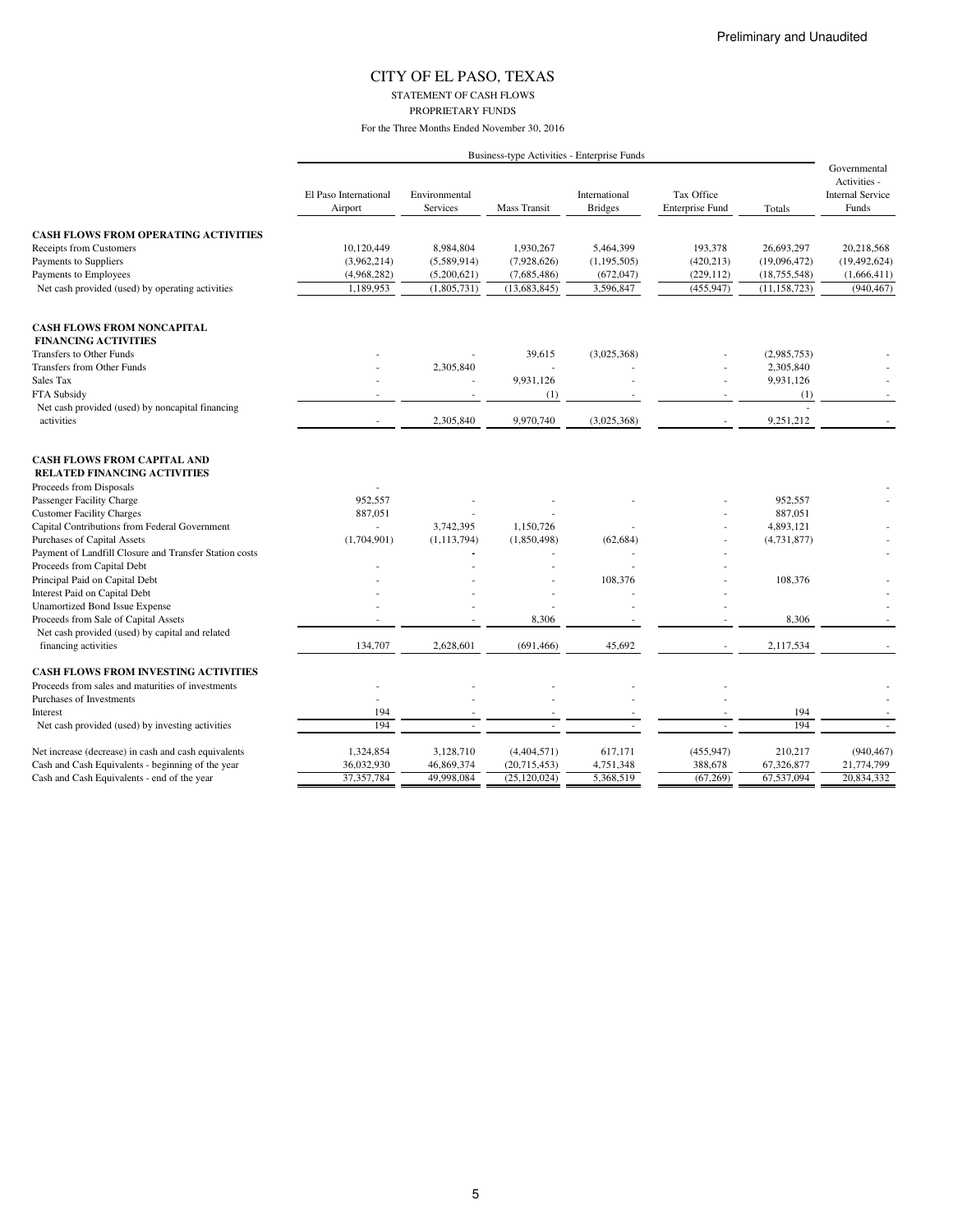Preliminary and Unaudited

# CITY OF EL PASO, TEXAS

STATEMENT OF CASH FLOWS

PROPRIETARY FUNDS

For the Three Months Ended November 30, 2016

| | Business-type Activities - Enterprise Funds | | | | | | Governmental Activities - Internal Service Funds |
|---|---|---|---|---|---|---|---|
| | El Paso International Airport | Environmental Services | Mass Transit | International Bridges | Tax Office Enterprise Fund | Totals | |
| **CASH FLOWS FROM OPERATING ACTIVITIES** | | | | | | | |
| Receipts from Customers | 10,120,449 | 8,984,804 | 1,930,267 | 5,464,399 | 193,378 | 26,693,297 | 20,218,568 |
| Payments to Suppliers | (3,962,214) | (5,589,914) | (7,928,626) | (1,195,505) | (420,213) | (19,096,472) | (19,492,624) |
| Payments to Employees | (4,968,282) | (5,200,621) | (7,685,486) | (672,047) | (229,112) | (18,755,548) | (1,666,411) |
| Net cash provided (used) by operating activities | 1,189,953 | (1,805,731) | (13,683,845) | 3,596,847 | (455,947) | (11,158,723) | (940,467) |
| **CASH FLOWS FROM NONCAPITAL FINANCING ACTIVITIES** | | | | | | | |
| Transfers to Other Funds | - | - | 39,615 | (3,025,368) | - | (2,985,753) | - |
| Transfers from Other Funds | - | 2,305,840 | - | - | - | 2,305,840 | - |
| Sales Tax | - | - | 9,931,126 | - | - | 9,931,126 | - |
| FTA Subsidy | - | - | (1) | - | - | (1) | - |
| Net cash provided (used) by noncapital financing activities | - | 2,305,840 | 9,970,740 | (3,025,368) | - | 9,251,212 | - |
| **CASH FLOWS FROM CAPITAL AND RELATED FINANCING ACTIVITIES** | | | | | | | |
| Proceeds from Disposals | - | | | | | | - |
| Passenger Facility Charge | 952,557 | - | - | - | - | 952,557 | - |
| Customer Facility Charges | 887,051 | - | - | | - | 887,051 | |
| Capital Contributions from Federal Government | - | 3,742,395 | 1,150,726 | | - | 4,893,121 | - |
| Purchases of Capital Assets | (1,704,901) | (1,113,794) | (1,850,498) | (62,684) | - | (4,731,877) | - |
| Payment of Landfill Closure and Transfer Station costs | | - | - | - | - | | - |
| Proceeds from Capital Debt | - | - | - | - | - | | |
| Principal Paid on Capital Debt | - | - | - | 108,376 | - | 108,376 | - |
| Interest Paid on Capital Debt | - | - | - | - | - | | - |
| Unamortized Bond Issue Expense | - | - | - | - | - | | - |
| Proceeds from Sale of Capital Assets | - | - | 8,306 | - | - | 8,306 | - |
| Net cash provided (used) by capital and related financing activities | 134,707 | 2,628,601 | (691,466) | 45,692 | - | 2,117,534 | - |
| **CASH FLOWS FROM INVESTING ACTIVITIES** | | | | | | | |
| Proceeds from sales and maturities of investments | - | - | - | - | - | | - |
| Purchases of Investments | - | - | - | - | - | | - |
| Interest | 194 | - | - | - | - | 194 | - |
| Net cash provided (used) by investing activities | 194 | - | - | - | - | 194 | - |
| Net increase (decrease) in cash and cash equivalents | 1,324,854 | 3,128,710 | (4,404,571) | 617,171 | (455,947) | 210,217 | (940,467) |
| Cash and Cash Equivalents - beginning of the year | 36,032,930 | 46,869,374 | (20,715,453) | 4,751,348 | 388,678 | 67,326,877 | 21,774,799 |
| Cash and Cash Equivalents - end of the year | 37,357,784 | 49,998,084 | (25,120,024) | 5,368,519 | (67,269) | 67,537,094 | 20,834,332 |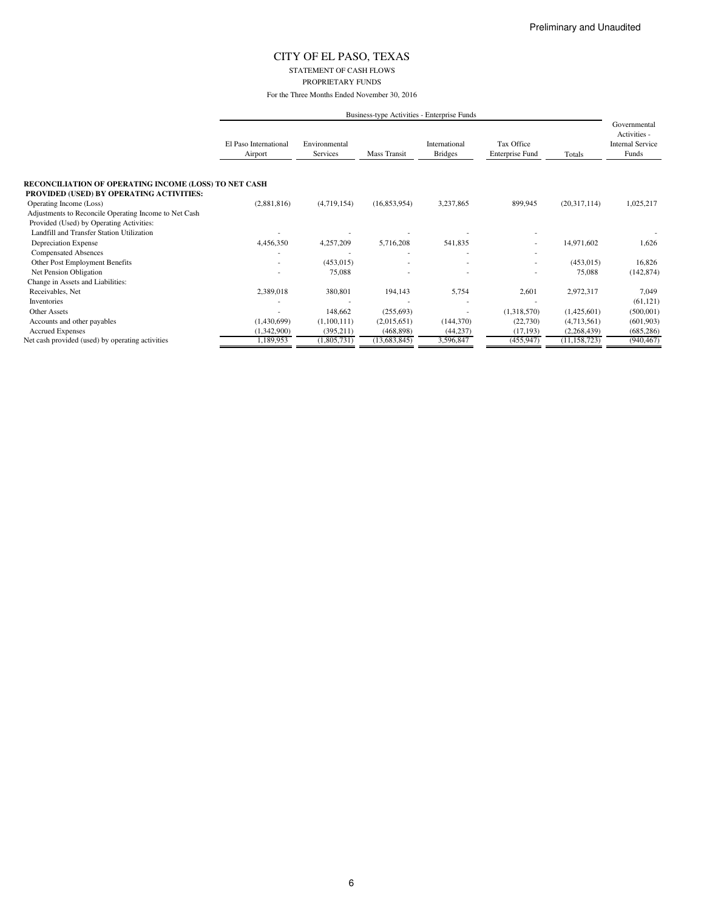Preliminary and Unaudited

# CITY OF EL PASO, TEXAS

STATEMENT OF CASH FLOWS

PROPRIETARY FUNDS

For the Three Months Ended November 30, 2016

| | Business-type Activities - Enterprise Funds | | | | | | Governmental Activities - Internal Service Funds |
|---|---|---|---|---|---|---|---|
| | El Paso International Airport | Environmental Services | Mass Transit | International Bridges | Tax Office Enterprise Fund | Totals | |
| **RECONCILIATION OF OPERATING INCOME (LOSS) TO NET CASH PROVIDED (USED) BY OPERATING ACTIVITIES:** | | | | | | | |
| Operating Income (Loss) | (2,881,816) | (4,719,154) | (16,853,954) | 3,237,865 | 899,945 | (20,317,114) | 1,025,217 |
| Adjustments to Reconcile Operating Income to Net Cash Provided (Used) by Operating Activities: | | | | | | | |
| Landfill and Transfer Station Utilization | - | - | - | - | - | | - |
| Depreciation Expense | 4,456,350 | 4,257,209 | 5,716,208 | 541,835 | - | 14,971,602 | 1,626 |
| Compensated Absences | - | - | - | - | - | | |
| Other Post Employment Benefits | - | (453,015) | - | - | - | (453,015) | 16,826 |
| Net Pension Obligation | - | 75,088 | - | - | - | 75,088 | (142,874) |
| Change in Assets and Liabilities: | | | | | | | |
| Receivables, Net | 2,389,018 | 380,801 | 194,143 | 5,754 | 2,601 | 2,972,317 | 7,049 |
| Inventories | - | - | - | - | - | | (61,121) |
| Other Assets | - | 148,662 | (255,693) | - | (1,318,570) | (1,425,601) | (500,001) |
| Accounts and other payables | (1,430,699) | (1,100,111) | (2,015,651) | (144,370) | (22,730) | (4,713,561) | (601,903) |
| Accrued Expenses | (1,342,900) | (395,211) | (468,898) | (44,237) | (17,193) | (2,268,439) | (685,286) |
| Net cash provided (used) by operating activities | 1,189,953 | (1,805,731) | (13,683,845) | 3,596,847 | (455,947) | (11,158,723) | (940,467) |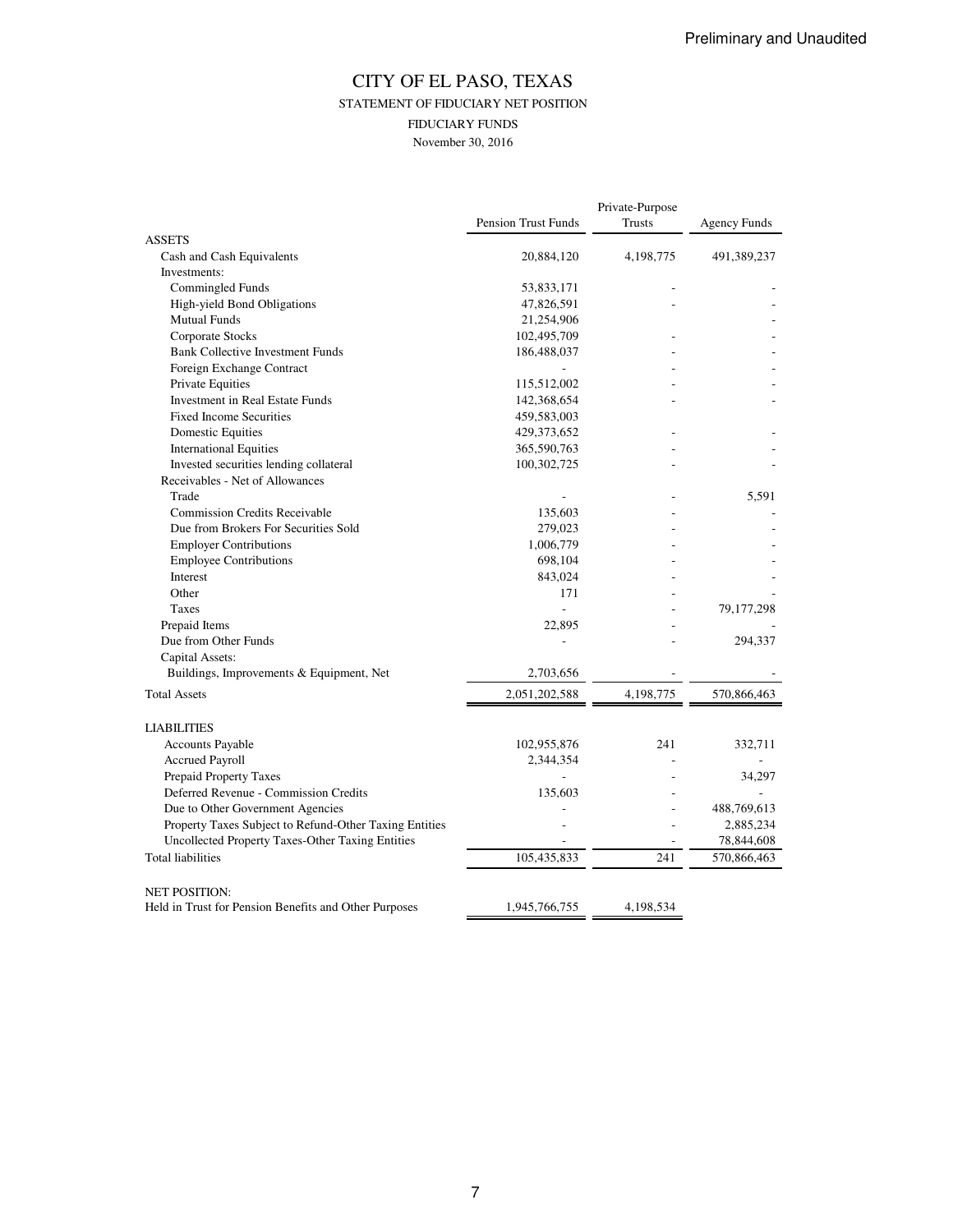Preliminary and Unaudited

# CITY OF EL PASO, TEXAS

STATEMENT OF FIDUCIARY NET POSITION

FIDUCIARY FUNDS

November 30, 2016

| | Pension Trust Funds | Private-Purpose Trusts | Agency Funds |
|---|---|---|---|
| ASSETS | | | |
| Cash and Cash Equivalents | 20,884,120 | 4,198,775 | 491,389,237 |
| Investments: | | | |
| Commingled Funds | 53,833,171 | - | - |
| High-yield Bond Obligations | 47,826,591 | - | - |
| Mutual Funds | 21,254,906 | | - |
| Corporate Stocks | 102,495,709 | - | - |
| Bank Collective Investment Funds | 186,488,037 | - | - |
| Foreign Exchange Contract | - | - | - |
| Private Equities | 115,512,002 | - | - |
| Investment in Real Estate Funds | 142,368,654 | - | - |
| Fixed Income Securities | 459,583,003 | | |
| Domestic Equities | 429,373,652 | - | - |
| International Equities | 365,590,763 | - | - |
| Invested securities lending collateral | 100,302,725 | - | - |
| Receivables - Net of Allowances | | | |
| Trade | - | - | 5,591 |
| Commission Credits Receivable | 135,603 | - | - |
| Due from Brokers For Securities Sold | 279,023 | - | - |
| Employer Contributions | 1,006,779 | - | - |
| Employee Contributions | 698,104 | - | - |
| Interest | 843,024 | - | - |
| Other | 171 | - | - |
| Taxes | - | - | 79,177,298 |
| Prepaid Items | 22,895 | - | - |
| Due from Other Funds | - | - | 294,337 |
| Capital Assets: | | | |
| Buildings, Improvements & Equipment, Net | 2,703,656 | - | - |
| Total Assets | 2,051,202,588 | 4,198,775 | 570,866,463 |
| | | | |
| LIABILITIES | | | |
| Accounts Payable | 102,955,876 | 241 | 332,711 |
| Accrued Payroll | 2,344,354 | - | - |
| Prepaid Property Taxes | - | - | 34,297 |
| Deferred Revenue - Commission Credits | 135,603 | - | - |
| Due to Other Government Agencies | - | - | 488,769,613 |
| Property Taxes Subject to Refund-Other Taxing Entities | - | - | 2,885,234 |
| Uncollected Property Taxes-Other Taxing Entities | - | - | 78,844,608 |
| Total liabilities | 105,435,833 | 241 | 570,866,463 |
| | | | |
| NET POSITION: | | | |
| Held in Trust for Pension Benefits and Other Purposes | 1,945,766,755 | 4,198,534 | |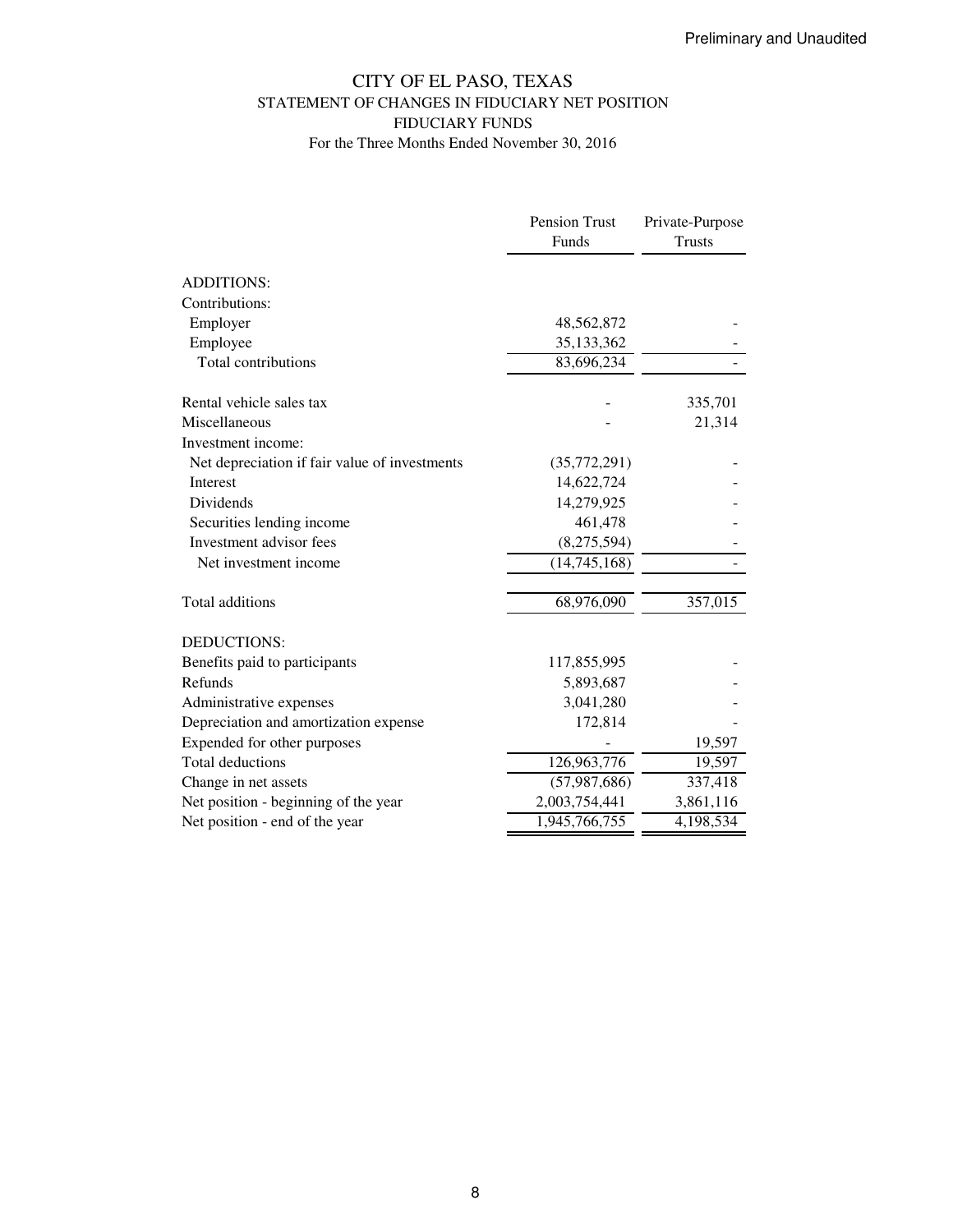Preliminary and Unaudited

# CITY OF EL PASO, TEXAS
## STATEMENT OF CHANGES IN FIDUCIARY NET POSITION
## FIDUCIARY FUNDS
### For the Three Months Ended November 30, 2016

| | Pension Trust Funds | Private-Purpose Trusts |
|---|---|---|
| ADDITIONS: | | |
| Contributions: | | |
| Employer | 48,562,872 | - |
| Employee | 35,133,362 | - |
| Total contributions | 83,696,234 | - |
| | | |
| Rental vehicle sales tax | - | 335,701 |
| Miscellaneous | - | 21,314 |
| Investment income: | | |
| Net depreciation if fair value of investments | (35,772,291) | - |
| Interest | 14,622,724 | - |
| Dividends | 14,279,925 | - |
| Securities lending income | 461,478 | - |
| Investment advisor fees | (8,275,594) | - |
| Net investment income | (14,745,168) | - |
| | | |
| Total additions | 68,976,090 | 357,015 |
| | | |
| DEDUCTIONS: | | |
| Benefits paid to participants | 117,855,995 | - |
| Refunds | 5,893,687 | - |
| Administrative expenses | 3,041,280 | - |
| Depreciation and amortization expense | 172,814 | - |
| Expended for other purposes | - | 19,597 |
| Total deductions | 126,963,776 | 19,597 |
| Change in net assets | (57,987,686) | 337,418 |
| Net position - beginning of the year | 2,003,754,441 | 3,861,116 |
| Net position - end of the year | 1,945,766,755 | 4,198,534 |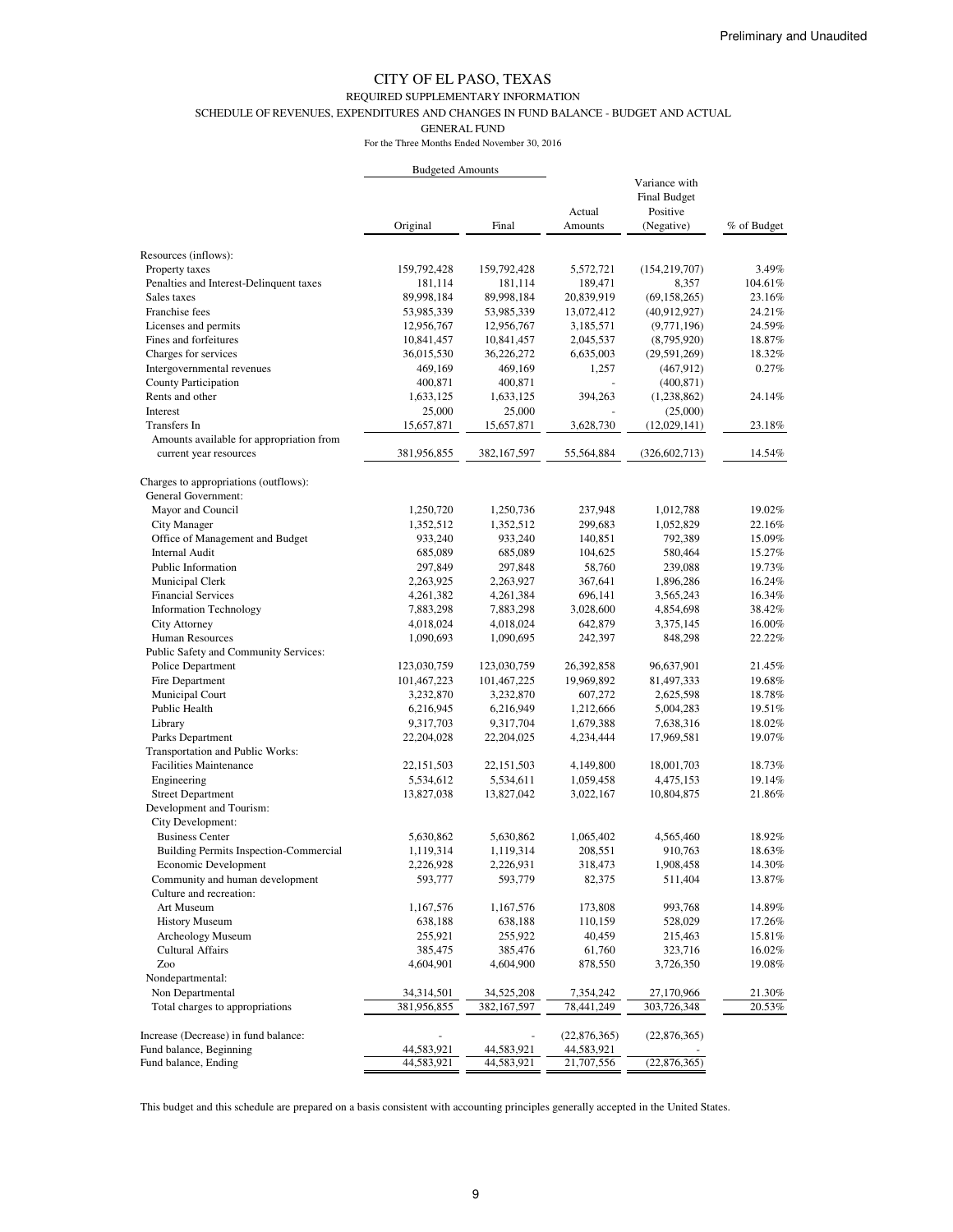Preliminary and Unaudited

# CITY OF EL PASO, TEXAS

REQUIRED SUPPLEMENTARY INFORMATION

SCHEDULE OF REVENUES, EXPENDITURES AND CHANGES IN FUND BALANCE - BUDGET AND ACTUAL

GENERAL FUND

For the Three Months Ended November 30, 2016

| | Budgeted Amounts | | | | |
|---|---|---|---|---|---|
| | Original | Final | Actual Amounts | Variance with Final Budget Positive (Negative) | % of Budget |
| Resources (inflows): | | | | | |
| Property taxes | 159,792,428 | 159,792,428 | 5,572,721 | (154,219,707) | 3.49% |
| Penalties and Interest-Delinquent taxes | 181,114 | 181,114 | 189,471 | 8,357 | 104.61% |
| Sales taxes | 89,998,184 | 89,998,184 | 20,839,919 | (69,158,265) | 23.16% |
| Franchise fees | 53,985,339 | 53,985,339 | 13,072,412 | (40,912,927) | 24.21% |
| Licenses and permits | 12,956,767 | 12,956,767 | 3,185,571 | (9,771,196) | 24.59% |
| Fines and forfeitures | 10,841,457 | 10,841,457 | 2,045,537 | (8,795,920) | 18.87% |
| Charges for services | 36,015,530 | 36,226,272 | 6,635,003 | (29,591,269) | 18.32% |
| Intergovernmental revenues | 469,169 | 469,169 | 1,257 | (467,912) | 0.27% |
| County Participation | 400,871 | 400,871 | - | (400,871) | |
| Rents and other | 1,633,125 | 1,633,125 | 394,263 | (1,238,862) | 24.14% |
| Interest | 25,000 | 25,000 | - | (25,000) | |
| Transfers In | 15,657,871 | 15,657,871 | 3,628,730 | (12,029,141) | 23.18% |
| Amounts available for appropriation from current year resources | 381,956,855 | 382,167,597 | 55,564,884 | (326,602,713) | 14.54% |
| Charges to appropriations (outflows): | | | | | |
| General Government: | | | | | |
| Mayor and Council | 1,250,720 | 1,250,736 | 237,948 | 1,012,788 | 19.02% |
| City Manager | 1,352,512 | 1,352,512 | 299,683 | 1,052,829 | 22.16% |
| Office of Management and Budget | 933,240 | 933,240 | 140,851 | 792,389 | 15.09% |
| Internal Audit | 685,089 | 685,089 | 104,625 | 580,464 | 15.27% |
| Public Information | 297,849 | 297,848 | 58,760 | 239,088 | 19.73% |
| Municipal Clerk | 2,263,925 | 2,263,927 | 367,641 | 1,896,286 | 16.24% |
| Financial Services | 4,261,382 | 4,261,384 | 696,141 | 3,565,243 | 16.34% |
| Information Technology | 7,883,298 | 7,883,298 | 3,028,600 | 4,854,698 | 38.42% |
| City Attorney | 4,018,024 | 4,018,024 | 642,879 | 3,375,145 | 16.00% |
| Human Resources | 1,090,693 | 1,090,695 | 242,397 | 848,298 | 22.22% |
| Public Safety and Community Services: | | | | | |
| Police Department | 123,030,759 | 123,030,759 | 26,392,858 | 96,637,901 | 21.45% |
| Fire Department | 101,467,223 | 101,467,225 | 19,969,892 | 81,497,333 | 19.68% |
| Municipal Court | 3,232,870 | 3,232,870 | 607,272 | 2,625,598 | 18.78% |
| Public Health | 6,216,945 | 6,216,949 | 1,212,666 | 5,004,283 | 19.51% |
| Library | 9,317,703 | 9,317,704 | 1,679,388 | 7,638,316 | 18.02% |
| Parks Department | 22,204,028 | 22,204,025 | 4,234,444 | 17,969,581 | 19.07% |
| Transportation and Public Works: | | | | | |
| Facilities Maintenance | 22,151,503 | 22,151,503 | 4,149,800 | 18,001,703 | 18.73% |
| Engineering | 5,534,612 | 5,534,611 | 1,059,458 | 4,475,153 | 19.14% |
| Street Department | 13,827,038 | 13,827,042 | 3,022,167 | 10,804,875 | 21.86% |
| Development and Tourism: | | | | | |
| City Development: | | | | | |
| Business Center | 5,630,862 | 5,630,862 | 1,065,402 | 4,565,460 | 18.92% |
| Building Permits Inspection-Commercial | 1,119,314 | 1,119,314 | 208,551 | 910,763 | 18.63% |
| Economic Development | 2,226,928 | 2,226,931 | 318,473 | 1,908,458 | 14.30% |
| Community and human development | 593,777 | 593,779 | 82,375 | 511,404 | 13.87% |
| Culture and recreation: | | | | | |
| Art Museum | 1,167,576 | 1,167,576 | 173,808 | 993,768 | 14.89% |
| History Museum | 638,188 | 638,188 | 110,159 | 528,029 | 17.26% |
| Archeology Museum | 255,921 | 255,922 | 40,459 | 215,463 | 15.81% |
| Cultural Affairs | 385,475 | 385,476 | 61,760 | 323,716 | 16.02% |
| Zoo | 4,604,901 | 4,604,900 | 878,550 | 3,726,350 | 19.08% |
| Nondepartmental: | | | | | |
| Non Departmental | 34,314,501 | 34,525,208 | 7,354,242 | 27,170,966 | 21.30% |
| Total charges to appropriations | 381,956,855 | 382,167,597 | 78,441,249 | 303,726,348 | 20.53% |
| Increase (Decrease) in fund balance: | - | - | (22,876,365) | (22,876,365) | |
| Fund balance, Beginning | 44,583,921 | 44,583,921 | 44,583,921 | - | |
| Fund balance, Ending | 44,583,921 | 44,583,921 | 21,707,556 | (22,876,365) | |

This budget and this schedule are prepared on a basis consistent with accounting principles generally accepted in the United States.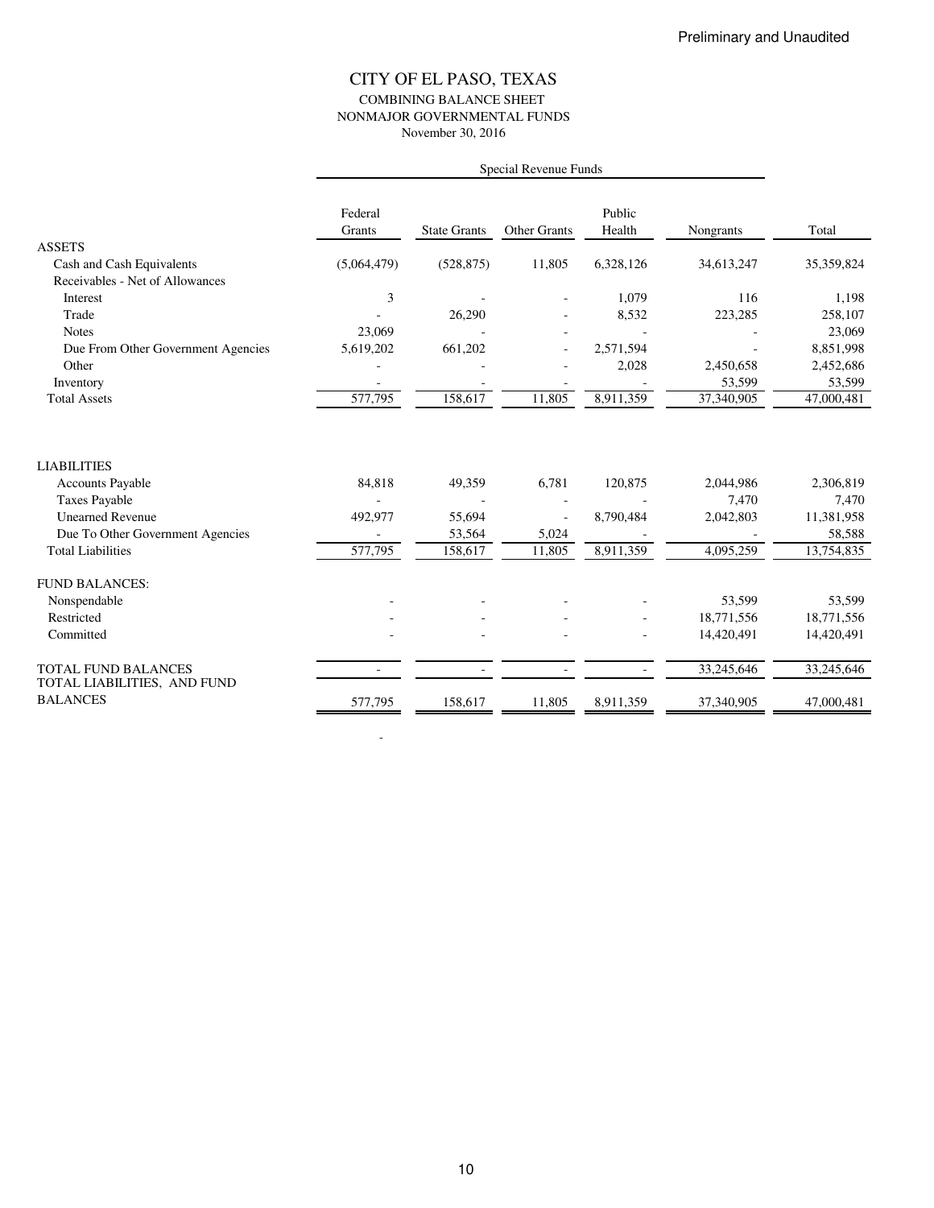Preliminary and Unaudited

# CITY OF EL PASO, TEXAS
## COMBINING BALANCE SHEET
## NONMAJOR GOVERNMENTAL FUNDS
November 30, 2016

| | Special Revenue Funds | | | | | |
|---|---|---|---|---|---|---|
| | Federal Grants | State Grants | Other Grants | Public Health | Nongrants | Total |
| ASSETS | | | | | | |
| Cash and Cash Equivalents | (5,064,479) | (528,875) | 11,805 | 6,328,126 | 34,613,247 | 35,359,824 |
| Receivables - Net of Allowances | | | | | | |
| Interest | 3 | - | - | 1,079 | 116 | 1,198 |
| Trade | - | 26,290 | - | 8,532 | 223,285 | 258,107 |
| Notes | 23,069 | - | - | - | - | 23,069 |
| Due From Other Government Agencies | 5,619,202 | 661,202 | - | 2,571,594 | - | 8,851,998 |
| Other | - | - | - | 2,028 | 2,450,658 | 2,452,686 |
| Inventory | - | - | - | - | 53,599 | 53,599 |
| Total Assets | 577,795 | 158,617 | 11,805 | 8,911,359 | 37,340,905 | 47,000,481 |
| LIABILITIES | | | | | | |
| Accounts Payable | 84,818 | 49,359 | 6,781 | 120,875 | 2,044,986 | 2,306,819 |
| Taxes Payable | - | - | - | - | 7,470 | 7,470 |
| Unearned Revenue | 492,977 | 55,694 | - | 8,790,484 | 2,042,803 | 11,381,958 |
| Due To Other Government Agencies | - | 53,564 | 5,024 | - | - | 58,588 |
| Total Liabilities | 577,795 | 158,617 | 11,805 | 8,911,359 | 4,095,259 | 13,754,835 |
| FUND BALANCES: | | | | | | |
| Nonspendable | - | - | - | - | 53,599 | 53,599 |
| Restricted | - | - | - | - | 18,771,556 | 18,771,556 |
| Committed | - | - | - | - | 14,420,491 | 14,420,491 |
| TOTAL FUND BALANCES | - | - | - | - | 33,245,646 | 33,245,646 |
| TOTAL LIABILITIES, AND FUND BALANCES | 577,795 | 158,617 | 11,805 | 8,911,359 | 37,340,905 | 47,000,481 |

-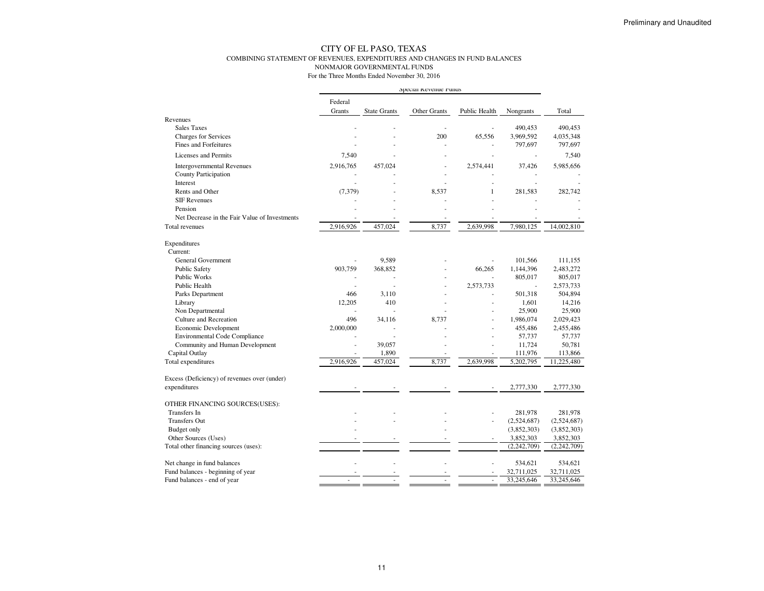Preliminary and Unaudited

# CITY OF EL PASO, TEXAS

## COMBINING STATEMENT OF REVENUES, EXPENDITURES AND CHANGES IN FUND BALANCES

### NONMAJOR GOVERNMENTAL FUNDS

For the Three Months Ended November 30, 2016

| | Special Revenue Funds | | | | | |
|---|---|---|---|---|---|---|
| | Federal Grants | State Grants | Other Grants | Public Health | Nongrants | Total |
| **Revenues** | | | | | | |
| Sales Taxes | - | - | - | - | 490,453 | 490,453 |
| Charges for Services | - | - | 200 | 65,556 | 3,969,592 | 4,035,348 |
| Fines and Forfeitures | - | - | - | - | 797,697 | 797,697 |
| Licenses and Permits | 7,540 | - | - | - | - | 7,540 |
| Intergovernmental Revenues | 2,916,765 | 457,024 | - | 2,574,441 | 37,426 | 5,985,656 |
| County Participation | - | - | - | - | - | - |
| Interest | - | - | - | - | - | - |
| Rents and Other | (7,379) | - | 8,537 | 1 | 281,583 | 282,742 |
| SIF Revenues | - | - | - | - | - | - |
| Pension | - | - | - | - | - | - |
| Net Decrease in the Fair Value of Investments | - | - | - | - | - | - |
| Total revenues | 2,916,926 | 457,024 | 8,737 | 2,639,998 | 7,980,125 | 14,002,810 |
| **Expenditures** | | | | | | |
| Current: | | | | | | |
| General Government | - | 9,589 | - | - | 101,566 | 111,155 |
| Public Safety | 903,759 | 368,852 | - | 66,265 | 1,144,396 | 2,483,272 |
| Public Works | - | - | - | - | 805,017 | 805,017 |
| Public Health | - | - | - | 2,573,733 | - | 2,573,733 |
| Parks Department | 466 | 3,110 | - | - | 501,318 | 504,894 |
| Library | 12,205 | 410 | - | - | 1,601 | 14,216 |
| Non Departmental | - | - | - | - | 25,900 | 25,900 |
| Culture and Recreation | 496 | 34,116 | 8,737 | - | 1,986,074 | 2,029,423 |
| Economic Development | 2,000,000 | - | - | - | 455,486 | 2,455,486 |
| Environmental Code Compliance | - | - | - | - | 57,737 | 57,737 |
| Community and Human Development | - | 39,057 | - | - | 11,724 | 50,781 |
| Capital Outlay | - | 1,890 | - | - | 111,976 | 113,866 |
| Total expenditures | 2,916,926 | 457,024 | 8,737 | 2,639,998 | 5,202,795 | 11,225,480 |
| Excess (Deficiency) of revenues over (under) expenditures | - | - | - | - | 2,777,330 | 2,777,330 |
| **OTHER FINANCING SOURCES(USES):** | | | | | | |
| Transfers In | - | - | - | - | 281,978 | 281,978 |
| Transfers Out | - | - | - | - | (2,524,687) | (2,524,687) |
| Budget only | - | | - | | (3,852,303) | (3,852,303) |
| Other Sources (Uses) | - | - | - | - | 3,852,303 | 3,852,303 |
| Total other financing sources (uses): | | | | | (2,242,709) | (2,242,709) |
| Net change in fund balances | - | - | - | - | 534,621 | 534,621 |
| Fund balances - beginning of year | - | - | - | - | 32,711,025 | 32,711,025 |
| Fund balances - end of year | - | - | - | - | 33,245,646 | 33,245,646 |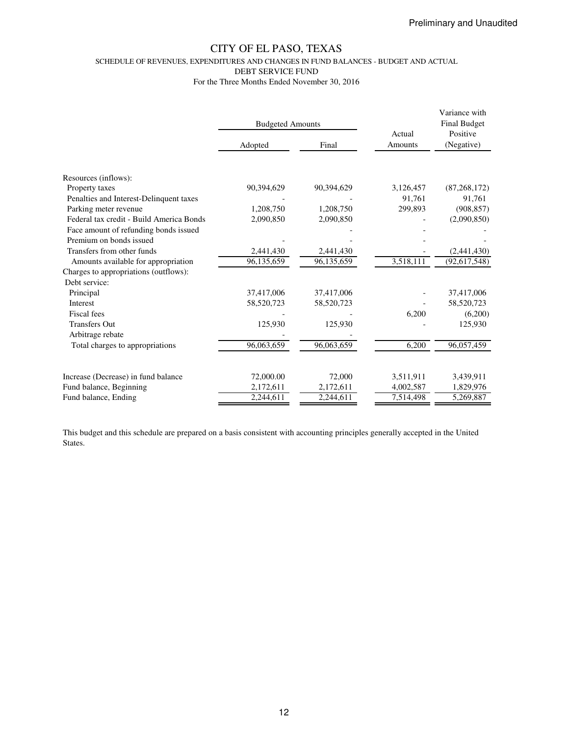Preliminary and Unaudited

# CITY OF EL PASO, TEXAS

SCHEDULE OF REVENUES, EXPENDITURES AND CHANGES IN FUND BALANCES - BUDGET AND ACTUAL

DEBT SERVICE FUND

For the Three Months Ended November 30, 2016

| | Budgeted Amounts | | Actual Amounts | Variance with Final Budget Positive (Negative) |
|---|---|---|---|---|
| | Adopted | Final | | |
| Resources (inflows): | | | | |
| Property taxes | 90,394,629 | 90,394,629 | 3,126,457 | (87,268,172) |
| Penalties and Interest-Delinquent taxes | - | - | 91,761 | 91,761 |
| Parking meter revenue | 1,208,750 | 1,208,750 | 299,893 | (908,857) |
| Federal tax credit - Build America Bonds | 2,090,850 | 2,090,850 | - | (2,090,850) |
| Face amount of refunding bonds issued | | - | - | - |
| Premium on bonds issued | - | - | - | - |
| Transfers from other funds | 2,441,430 | 2,441,430 | - | (2,441,430) |
| Amounts available for appropriation | 96,135,659 | 96,135,659 | 3,518,111 | (92,617,548) |
| Charges to appropriations (outflows): | | | | |
| Debt service: | | | | |
| Principal | 37,417,006 | 37,417,006 | - | 37,417,006 |
| Interest | 58,520,723 | 58,520,723 | - | 58,520,723 |
| Fiscal fees | - | - | 6,200 | (6,200) |
| Transfers Out | 125,930 | 125,930 | - | 125,930 |
| Arbitrage rebate | - | - | | |
| Total charges to appropriations | 96,063,659 | 96,063,659 | 6,200 | 96,057,459 |
| Increase (Decrease) in fund balance | 72,000.00 | 72,000 | 3,511,911 | 3,439,911 |
| Fund balance, Beginning | 2,172,611 | 2,172,611 | 4,002,587 | 1,829,976 |
| Fund balance, Ending | 2,244,611 | 2,244,611 | 7,514,498 | 5,269,887 |

This budget and this schedule are prepared on a basis consistent with accounting principles generally accepted in the United States.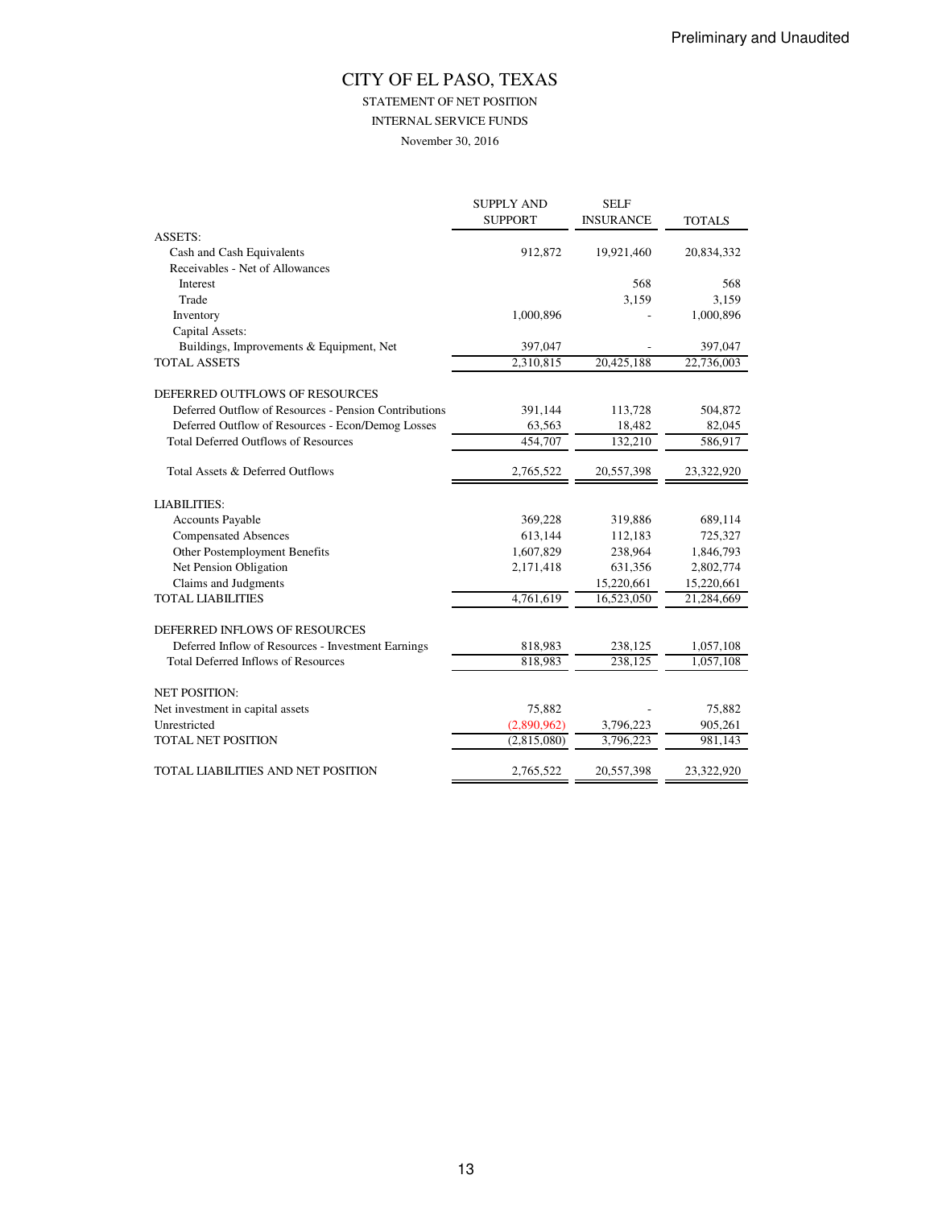Preliminary and Unaudited

# CITY OF EL PASO, TEXAS

## STATEMENT OF NET POSITION

### INTERNAL SERVICE FUNDS

November 30, 2016

| | SUPPLY AND SUPPORT | SELF INSURANCE | TOTALS |
|---|---|---|---|
| ASSETS: | | | |
| Cash and Cash Equivalents | 912,872 | 19,921,460 | 20,834,332 |
| Receivables - Net of Allowances | | | |
| Interest | | 568 | 568 |
| Trade | | 3,159 | 3,159 |
| Inventory | 1,000,896 | - | 1,000,896 |
| Capital Assets: | | | |
| Buildings, Improvements & Equipment, Net | 397,047 | - | 397,047 |
| TOTAL ASSETS | 2,310,815 | 20,425,188 | 22,736,003 |
| | | | |
| DEFERRED OUTFLOWS OF RESOURCES | | | |
| Deferred Outflow of Resources - Pension Contributions | 391,144 | 113,728 | 504,872 |
| Deferred Outflow of Resources - Econ/Demog Losses | 63,563 | 18,482 | 82,045 |
| Total Deferred Outflows of Resources | 454,707 | 132,210 | 586,917 |
| | | | |
| Total Assets & Deferred Outflows | 2,765,522 | 20,557,398 | 23,322,920 |
| | | | |
| LIABILITIES: | | | |
| Accounts Payable | 369,228 | 319,886 | 689,114 |
| Compensated Absences | 613,144 | 112,183 | 725,327 |
| Other Postemployment Benefits | 1,607,829 | 238,964 | 1,846,793 |
| Net Pension Obligation | 2,171,418 | 631,356 | 2,802,774 |
| Claims and Judgments | | 15,220,661 | 15,220,661 |
| TOTAL LIABILITIES | 4,761,619 | 16,523,050 | 21,284,669 |
| | | | |
| DEFERRED INFLOWS OF RESOURCES | | | |
| Deferred Inflow of Resources - Investment Earnings | 818,983 | 238,125 | 1,057,108 |
| Total Deferred Inflows of Resources | 818,983 | 238,125 | 1,057,108 |
| | | | |
| NET POSITION: | | | |
| Net investment in capital assets | 75,882 | - | 75,882 |
| Unrestricted | (2,890,962) | 3,796,223 | 905,261 |
| TOTAL NET POSITION | (2,815,080) | 3,796,223 | 981,143 |
| | | | |
| TOTAL LIABILITIES AND NET POSITION | 2,765,522 | 20,557,398 | 23,322,920 |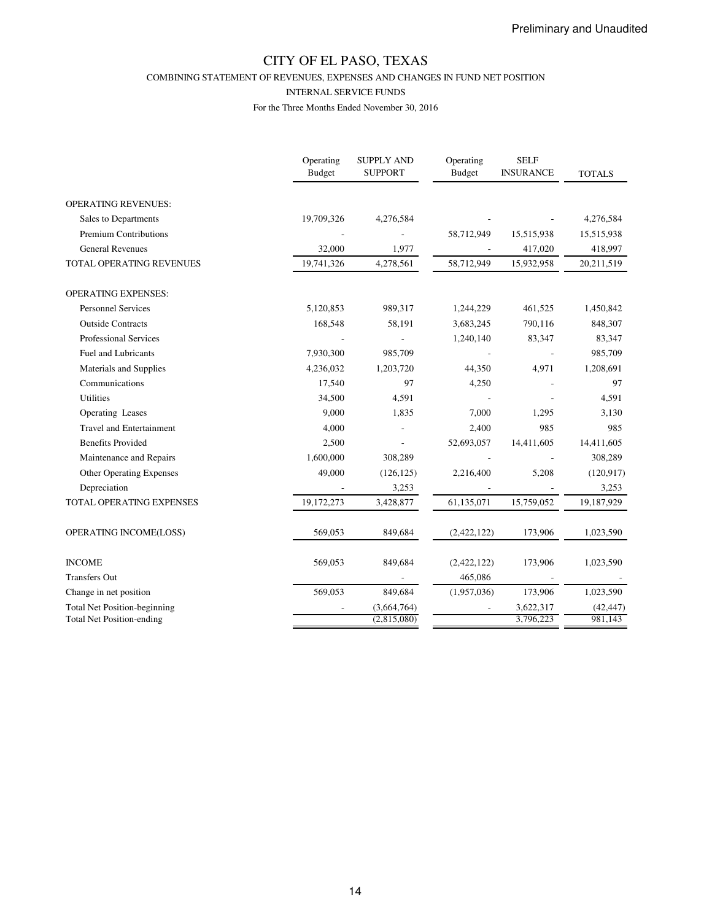Preliminary and Unaudited

# CITY OF EL PASO, TEXAS

## COMBINING STATEMENT OF REVENUES, EXPENSES AND CHANGES IN FUND NET POSITION

### INTERNAL SERVICE FUNDS

For the Three Months Ended November 30, 2016

| | Operating Budget | SUPPLY AND SUPPORT | Operating Budget | SELF INSURANCE | TOTALS |
|---|---|---|---|---|---|
| OPERATING REVENUES: | | | | | |
| Sales to Departments | 19,709,326 | 4,276,584 | - | - | 4,276,584 |
| Premium Contributions | - | - | 58,712,949 | 15,515,938 | 15,515,938 |
| General Revenues | 32,000 | 1,977 | - | 417,020 | 418,997 |
| TOTAL OPERATING REVENUES | 19,741,326 | 4,278,561 | 58,712,949 | 15,932,958 | 20,211,519 |
| OPERATING EXPENSES: | | | | | |
| Personnel Services | 5,120,853 | 989,317 | 1,244,229 | 461,525 | 1,450,842 |
| Outside Contracts | 168,548 | 58,191 | 3,683,245 | 790,116 | 848,307 |
| Professional Services | - | - | 1,240,140 | 83,347 | 83,347 |
| Fuel and Lubricants | 7,930,300 | 985,709 | - | - | 985,709 |
| Materials and Supplies | 4,236,032 | 1,203,720 | 44,350 | 4,971 | 1,208,691 |
| Communications | 17,540 | 97 | 4,250 | - | 97 |
| Utilities | 34,500 | 4,591 | - | - | 4,591 |
| Operating Leases | 9,000 | 1,835 | 7,000 | 1,295 | 3,130 |
| Travel and Entertainment | 4,000 | - | 2,400 | 985 | 985 |
| Benefits Provided | 2,500 | - | 52,693,057 | 14,411,605 | 14,411,605 |
| Maintenance and Repairs | 1,600,000 | 308,289 | - | - | 308,289 |
| Other Operating Expenses | 49,000 | (126,125) | 2,216,400 | 5,208 | (120,917) |
| Depreciation | - | 3,253 | - | - | 3,253 |
| TOTAL OPERATING EXPENSES | 19,172,273 | 3,428,877 | 61,135,071 | 15,759,052 | 19,187,929 |
| OPERATING INCOME(LOSS) | 569,053 | 849,684 | (2,422,122) | 173,906 | 1,023,590 |
| INCOME | 569,053 | 849,684 | (2,422,122) | 173,906 | 1,023,590 |
| Transfers Out | | - | 465,086 | - | - |
| Change in net position | 569,053 | 849,684 | (1,957,036) | 173,906 | 1,023,590 |
| Total Net Position-beginning | - | (3,664,764) | - | 3,622,317 | (42,447) |
| Total Net Position-ending | | (2,815,080) | | 3,796,223 | 981,143 |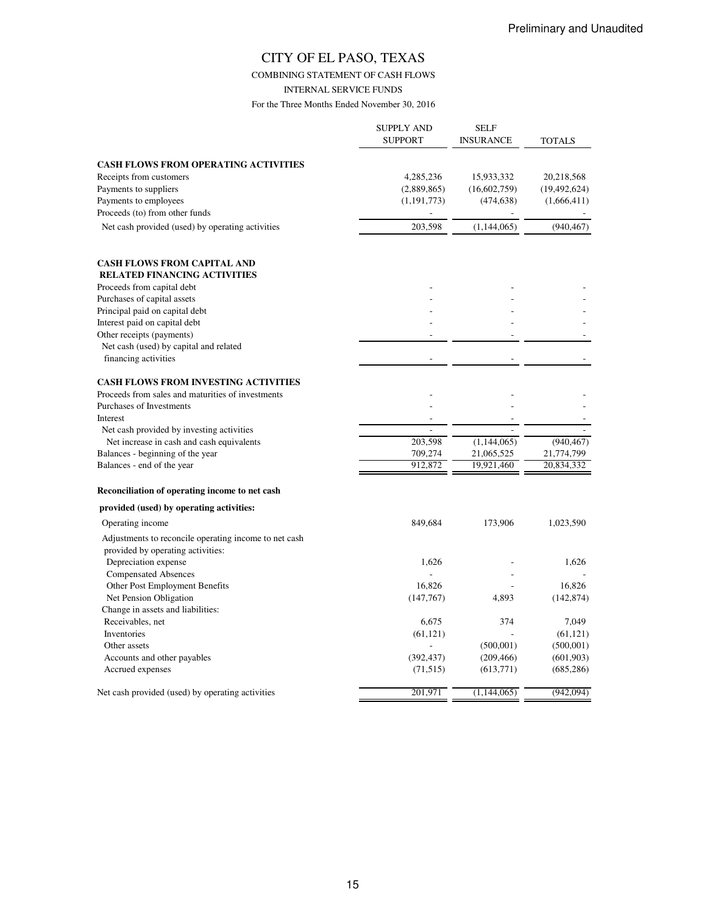Preliminary and Unaudited

# CITY OF EL PASO, TEXAS

## COMBINING STATEMENT OF CASH FLOWS

### INTERNAL SERVICE FUNDS

For the Three Months Ended November 30, 2016

| | SUPPLY AND SUPPORT | SELF INSURANCE | TOTALS |
|---|---|---|---|
| **CASH FLOWS FROM OPERATING ACTIVITIES** | | | |
| Receipts from customers | 4,285,236 | 15,933,332 | 20,218,568 |
| Payments to suppliers | (2,889,865) | (16,602,759) | (19,492,624) |
| Payments to employees | (1,191,773) | (474,638) | (1,666,411) |
| Proceeds (to) from other funds | - | - | - |
| Net cash provided (used) by operating activities | 203,598 | (1,144,065) | (940,467) |
| **CASH FLOWS FROM CAPITAL AND RELATED FINANCING ACTIVITIES** | | | |
| Proceeds from capital debt | - | - | - |
| Purchases of capital assets | - | - | - |
| Principal paid on capital debt | - | - | - |
| Interest paid on capital debt | - | - | - |
| Other receipts (payments) | - | - | - |
| Net cash (used) by capital and related financing activities | - | - | - |
| **CASH FLOWS FROM INVESTING ACTIVITIES** | | | |
| Proceeds from sales and maturities of investments | - | - | - |
| Purchases of Investments | - | - | - |
| Interest | - | - | - |
| Net cash provided by investing activities | - | - | - |
| Net increase in cash and cash equivalents | 203,598 | (1,144,065) | (940,467) |
| Balances - beginning of the year | 709,274 | 21,065,525 | 21,774,799 |
| Balances - end of the year | 912,872 | 19,921,460 | 20,834,332 |
| **Reconciliation of operating income to net cash provided (used) by operating activities:** | | | |
| Operating income | 849,684 | 173,906 | 1,023,590 |
| Adjustments to reconcile operating income to net cash provided by operating activities: | | | |
| Depreciation expense | 1,626 | - | 1,626 |
| Compensated Absences | - | - | - |
| Other Post Employment Benefits | 16,826 | - | 16,826 |
| Net Pension Obligation | (147,767) | 4,893 | (142,874) |
| Change in assets and liabilities: | | | |
| Receivables, net | 6,675 | 374 | 7,049 |
| Inventories | (61,121) | - | (61,121) |
| Other assets | - | (500,001) | (500,001) |
| Accounts and other payables | (392,437) | (209,466) | (601,903) |
| Accrued expenses | (71,515) | (613,771) | (685,286) |
| Net cash provided (used) by operating activities | 201,971 | (1,144,065) | (942,094) |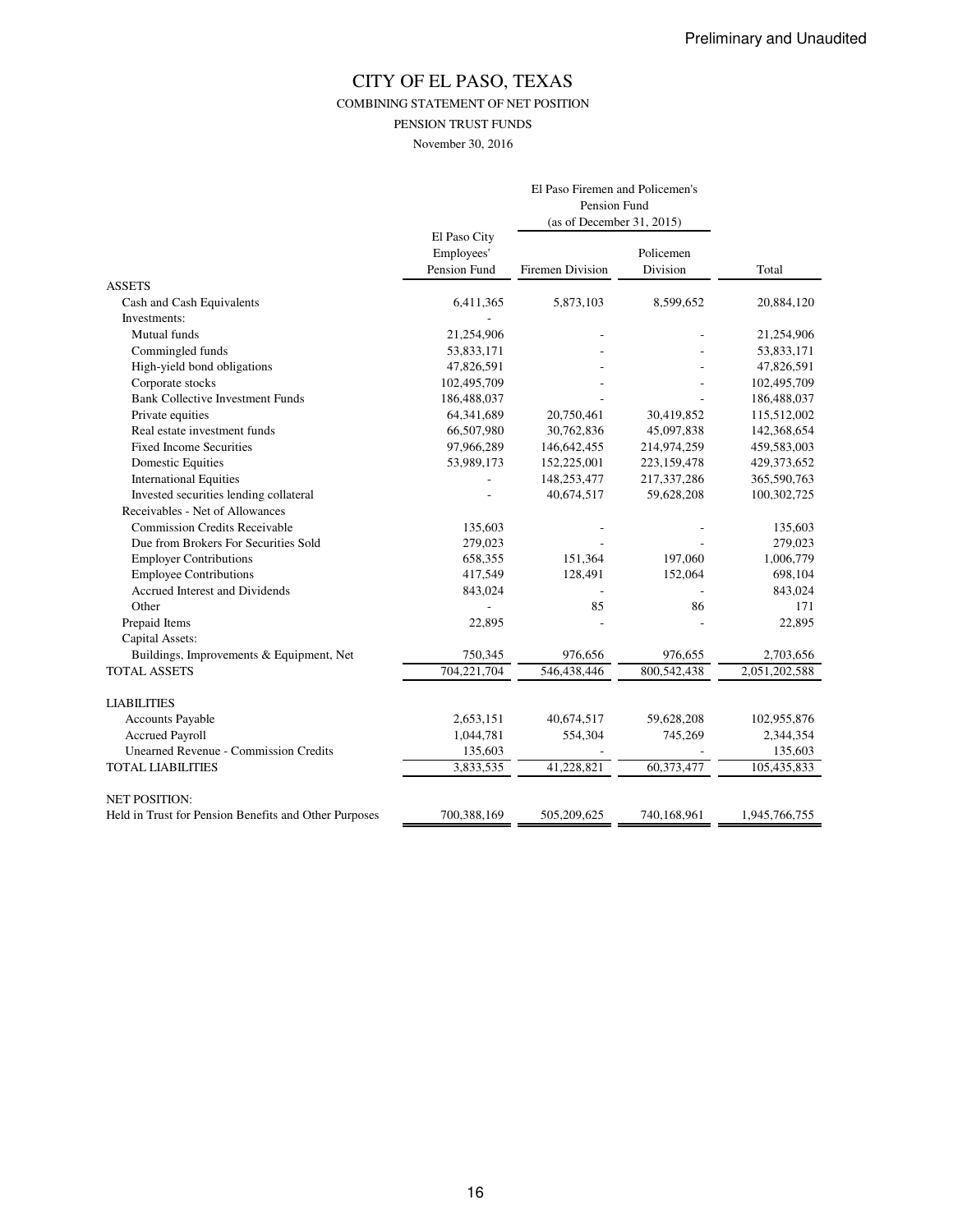Preliminary and Unaudited

# CITY OF EL PASO, TEXAS

## COMBINING STATEMENT OF NET POSITION

### PENSION TRUST FUNDS

November 30, 2016

| | El Paso City Employees' Pension Fund | El Paso Firemen and Policemen's Pension Fund (as of December 31, 2015) Firemen Division | Policemen Division | Total |
|---|---|---|---|---|
| ASSETS | | | | |
| Cash and Cash Equivalents | 6,411,365 | 5,873,103 | 8,599,652 | 20,884,120 |
| Investments: | - | | | |
| Mutual funds | 21,254,906 | - | - | 21,254,906 |
| Commingled funds | 53,833,171 | - | - | 53,833,171 |
| High-yield bond obligations | 47,826,591 | - | - | 47,826,591 |
| Corporate stocks | 102,495,709 | - | - | 102,495,709 |
| Bank Collective Investment Funds | 186,488,037 | - | - | 186,488,037 |
| Private equities | 64,341,689 | 20,750,461 | 30,419,852 | 115,512,002 |
| Real estate investment funds | 66,507,980 | 30,762,836 | 45,097,838 | 142,368,654 |
| Fixed Income Securities | 97,966,289 | 146,642,455 | 214,974,259 | 459,583,003 |
| Domestic Equities | 53,989,173 | 152,225,001 | 223,159,478 | 429,373,652 |
| International Equities | - | 148,253,477 | 217,337,286 | 365,590,763 |
| Invested securities lending collateral | - | 40,674,517 | 59,628,208 | 100,302,725 |
| Receivables - Net of Allowances | | | | |
| Commission Credits Receivable | 135,603 | - | - | 135,603 |
| Due from Brokers For Securities Sold | 279,023 | - | - | 279,023 |
| Employer Contributions | 658,355 | 151,364 | 197,060 | 1,006,779 |
| Employee Contributions | 417,549 | 128,491 | 152,064 | 698,104 |
| Accrued Interest and Dividends | 843,024 | - | - | 843,024 |
| Other | - | 85 | 86 | 171 |
| Prepaid Items | 22,895 | - | - | 22,895 |
| Capital Assets: | | | | |
| Buildings, Improvements & Equipment, Net | 750,345 | 976,656 | 976,655 | 2,703,656 |
| TOTAL ASSETS | 704,221,704 | 546,438,446 | 800,542,438 | 2,051,202,588 |
| LIABILITIES | | | | |
| Accounts Payable | 2,653,151 | 40,674,517 | 59,628,208 | 102,955,876 |
| Accrued Payroll | 1,044,781 | 554,304 | 745,269 | 2,344,354 |
| Unearned Revenue - Commission Credits | 135,603 | - | - | 135,603 |
| TOTAL LIABILITIES | 3,833,535 | 41,228,821 | 60,373,477 | 105,435,833 |
| NET POSITION: | | | | |
| Held in Trust for Pension Benefits and Other Purposes | 700,388,169 | 505,209,625 | 740,168,961 | 1,945,766,755 |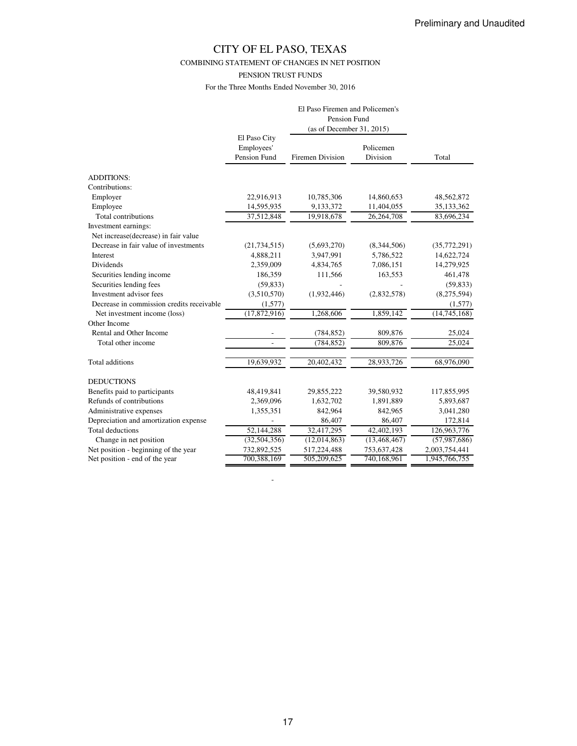Preliminary and Unaudited

# CITY OF EL PASO, TEXAS

## COMBINING STATEMENT OF CHANGES IN NET POSITION

### PENSION TRUST FUNDS

For the Three Months Ended November 30, 2016

| | El Paso City Employees' Pension Fund | El Paso Firemen and Policemen's Pension Fund (as of December 31, 2015) | | |
|---|---|---|---|---|
| | | Firemen Division | Policemen Division | Total |
| ADDITIONS: | | | | |
| Contributions: | | | | |
| Employer | 22,916,913 | 10,785,306 | 14,860,653 | 48,562,872 |
| Employee | 14,595,935 | 9,133,372 | 11,404,055 | 35,133,362 |
| Total contributions | 37,512,848 | 19,918,678 | 26,264,708 | 83,696,234 |
| Investment earnings: | | | | |
| Net increase(decrease) in fair value | | | | |
| Decrease in fair value of investments | (21,734,515) | (5,693,270) | (8,344,506) | (35,772,291) |
| Interest | 4,888,211 | 3,947,991 | 5,786,522 | 14,622,724 |
| Dividends | 2,359,009 | 4,834,765 | 7,086,151 | 14,279,925 |
| Securities lending income | 186,359 | 111,566 | 163,553 | 461,478 |
| Securities lending fees | (59,833) | - | - | (59,833) |
| Investment advisor fees | (3,510,570) | (1,932,446) | (2,832,578) | (8,275,594) |
| Decrease in commission credits receivable | (1,577) | | | (1,577) |
| Net investment income (loss) | (17,872,916) | 1,268,606 | 1,859,142 | (14,745,168) |
| Other Income | | | | |
| Rental and Other Income | - | (784,852) | 809,876 | 25,024 |
| Total other income | - | (784,852) | 809,876 | 25,024 |
| Total additions | 19,639,932 | 20,402,432 | 28,933,726 | 68,976,090 |
| DEDUCTIONS | | | | |
| Benefits paid to participants | 48,419,841 | 29,855,222 | 39,580,932 | 117,855,995 |
| Refunds of contributions | 2,369,096 | 1,632,702 | 1,891,889 | 5,893,687 |
| Administrative expenses | 1,355,351 | 842,964 | 842,965 | 3,041,280 |
| Depreciation and amortization expense | - | 86,407 | 86,407 | 172,814 |
| Total deductions | 52,144,288 | 32,417,295 | 42,402,193 | 126,963,776 |
| Change in net position | (32,504,356) | (12,014,863) | (13,468,467) | (57,987,686) |
| Net position - beginning of the year | 732,892,525 | 517,224,488 | 753,637,428 | 2,003,754,441 |
| Net position - end of the year | 700,388,169 | 505,209,625 | 740,168,961 | 1,945,766,755 |

-